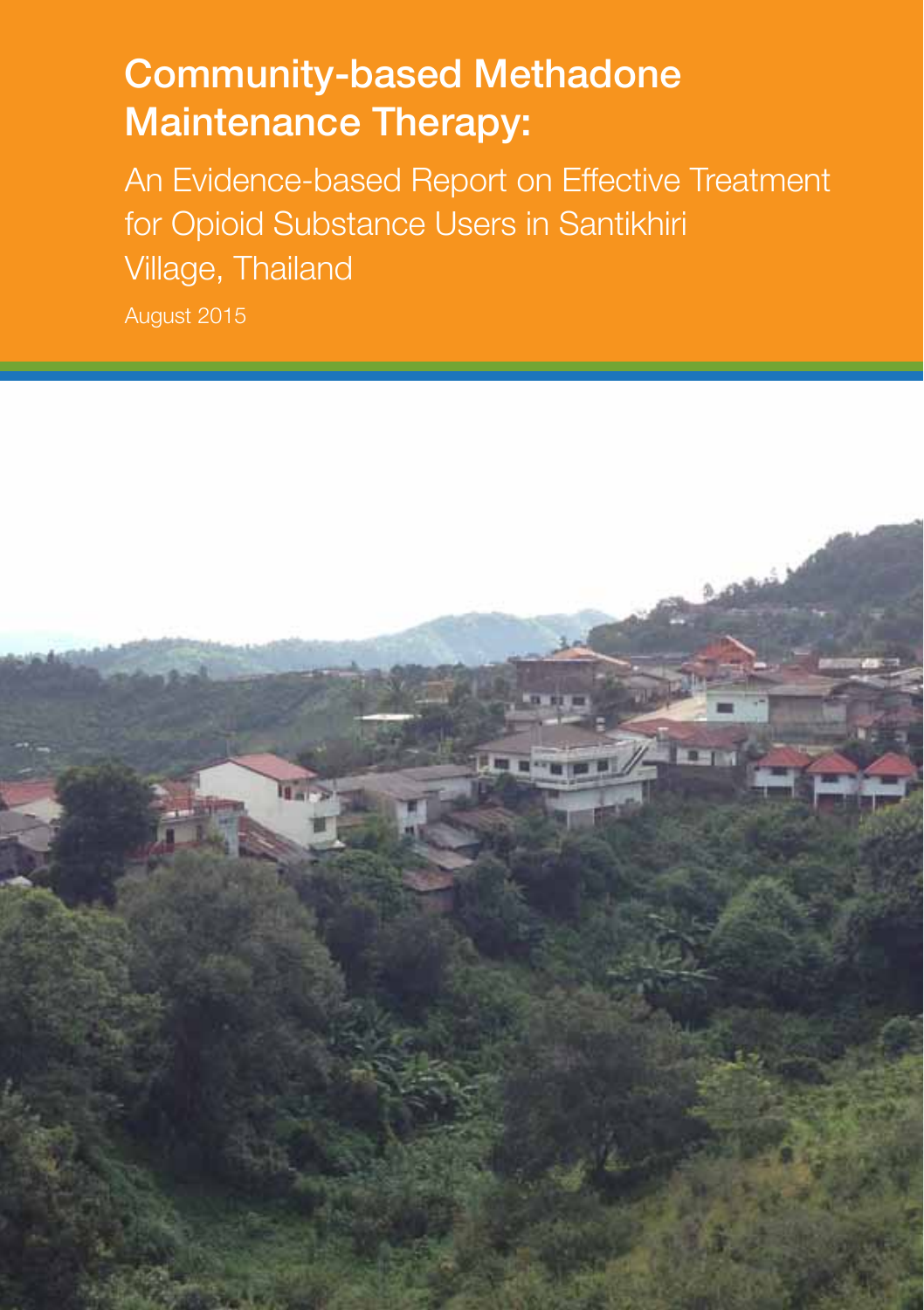# Community-based Methadone Maintenance Therapy:

An Evidence-based Report on Effective Treatment for Opioid Substance Users in Santikhiri Village, Thailand

August 2015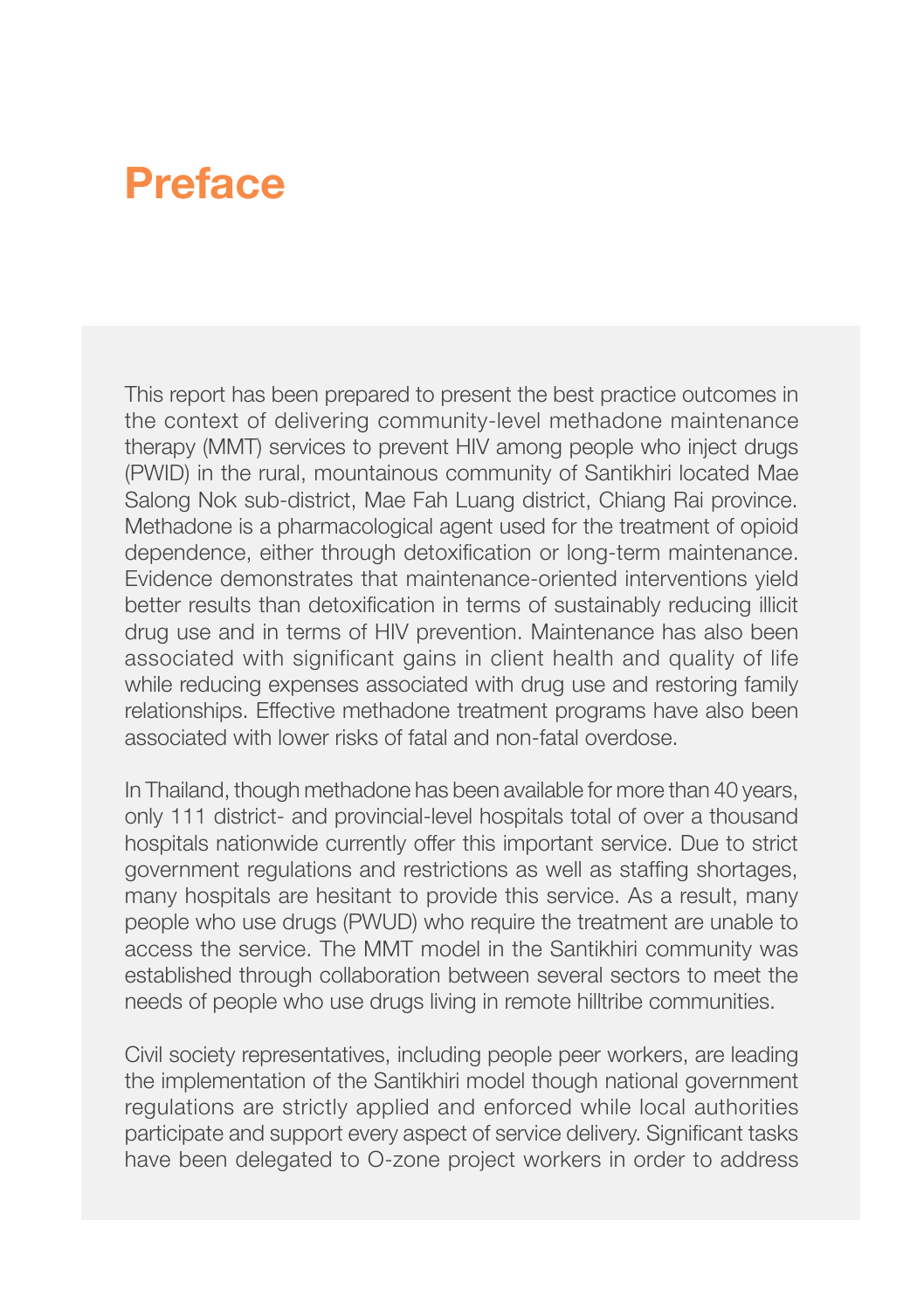# Preface

This report has been prepared to present the best practice outcomes in the context of delivering community-level methadone maintenance therapy (MMT) services to prevent HIV among people who inject drugs (PWID) in the rural, mountainous community of Santikhiri located Mae Salong Nok sub-district, Mae Fah Luang district, Chiang Rai province. Methadone is a pharmacological agent used for the treatment of opioid dependence, either through detoxification or long-term maintenance. Evidence demonstrates that maintenance-oriented interventions yield better results than detoxification in terms of sustainably reducing illicit drug use and in terms of HIV prevention. Maintenance has also been associated with significant gains in client health and quality of life while reducing expenses associated with drug use and restoring family relationships. Effective methadone treatment programs have also been associated with lower risks of fatal and non-fatal overdose.

In Thailand, though methadone has been available for more than 40 years, only 111 district- and provincial-level hospitals total of over a thousand hospitals nationwide currently offer this important service. Due to strict government regulations and restrictions as well as staffing shortages, many hospitals are hesitant to provide this service. As a result, many people who use drugs (PWUD) who require the treatment are unable to access the service. The MMT model in the Santikhiri community was established through collaboration between several sectors to meet the needs of people who use drugs living in remote hilltribe communities.

Civil society representatives, including people peer workers, are leading the implementation of the Santikhiri model though national government regulations are strictly applied and enforced while local authorities participate and support every aspect of service delivery. Significant tasks have been delegated to O-zone project workers in order to address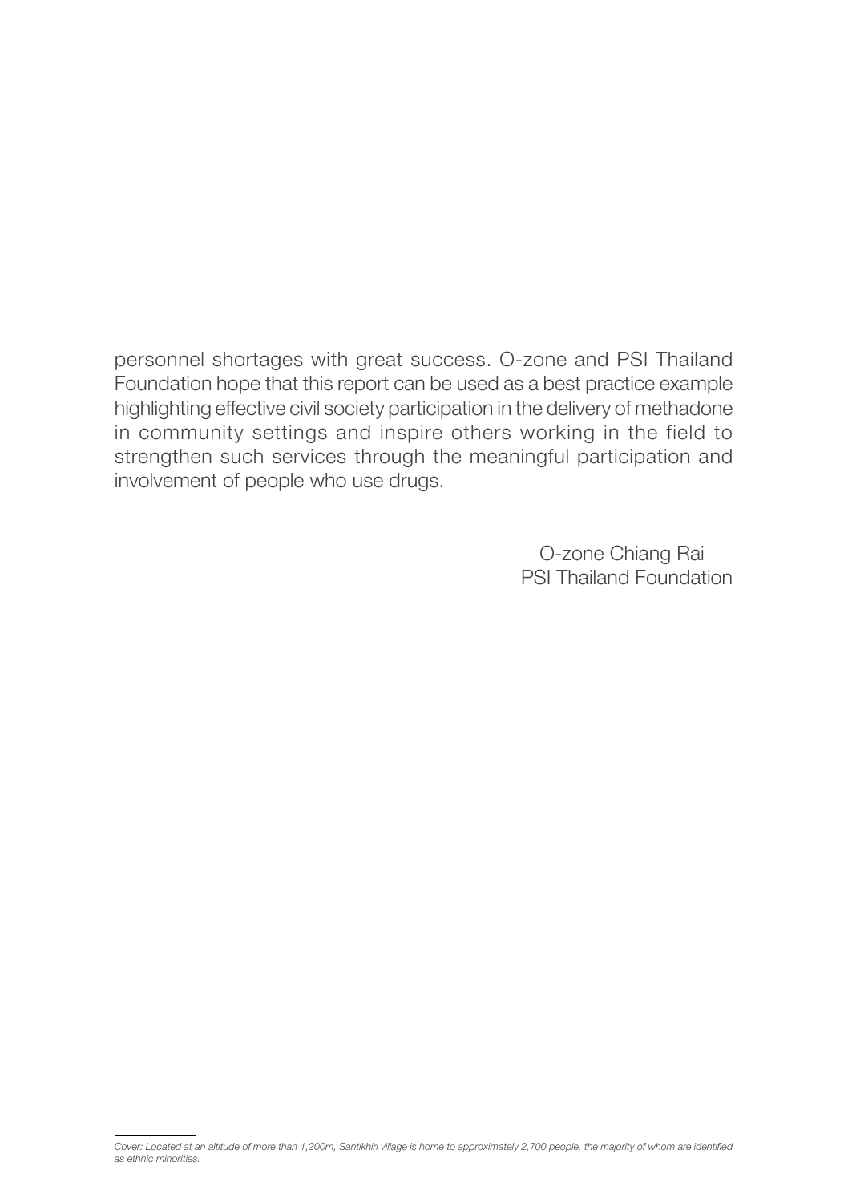personnel shortages with great success. O-zone and PSI Thailand Foundation hope that this report can be used as a best practice example highlighting effective civil society participation in the delivery of methadone in community settings and inspire others working in the field to strengthen such services through the meaningful participation and involvement of people who use drugs.

O-zone Chiang Rai
PSI Thailand Foundation

---

*Cover: Located at an altitude of more than 1,200m, Santikhiri village is home to approximately 2,700 people, the majority of whom are identified as ethnic minorities.*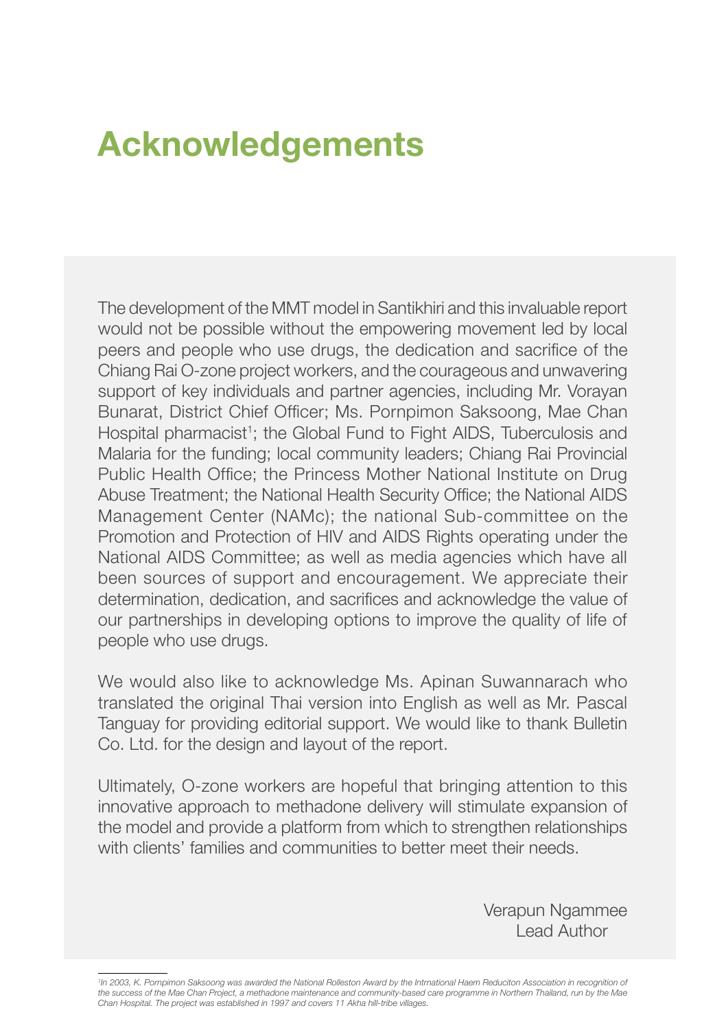# Acknowledgements

The development of the MMT model in Santikhiri and this invaluable report would not be possible without the empowering movement led by local peers and people who use drugs, the dedication and sacrifice of the Chiang Rai O-zone project workers, and the courageous and unwavering support of key individuals and partner agencies, including Mr. Vorayan Bunarat, District Chief Officer; Ms. Pornpimon Saksoong, Mae Chan Hospital pharmacist[1]; the Global Fund to Fight AIDS, Tuberculosis and Malaria for the funding; local community leaders; Chiang Rai Provincial Public Health Office; the Princess Mother National Institute on Drug Abuse Treatment; the National Health Security Office; the National AIDS Management Center (NAMc); the national Sub-committee on the Promotion and Protection of HIV and AIDS Rights operating under the National AIDS Committee; as well as media agencies which have all been sources of support and encouragement. We appreciate their determination, dedication, and sacrifices and acknowledge the value of our partnerships in developing options to improve the quality of life of people who use drugs.

We would also like to acknowledge Ms. Apinan Suwannarach who translated the original Thai version into English as well as Mr. Pascal Tanguay for providing editorial support. We would like to thank Bulletin Co. Ltd. for the design and layout of the report.

Ultimately, O-zone workers are hopeful that bringing attention to this innovative approach to methadone delivery will stimulate expansion of the model and provide a platform from which to strengthen relationships with clients' families and communities to better meet their needs.

Verapun Ngammee
Lead Author

---

[1] *In 2003, K. Pornpimon Saksoong was awarded the National Rolleston Award by the Intrnational Haem Reduciton Association in recognition of the success of the Mae Chan Project, a methadone maintenance and community-based care programme in Northern Thailand, run by the Mae Chan Hospital. The project was established in 1997 and covers 11 Akha hill-tribe villages.*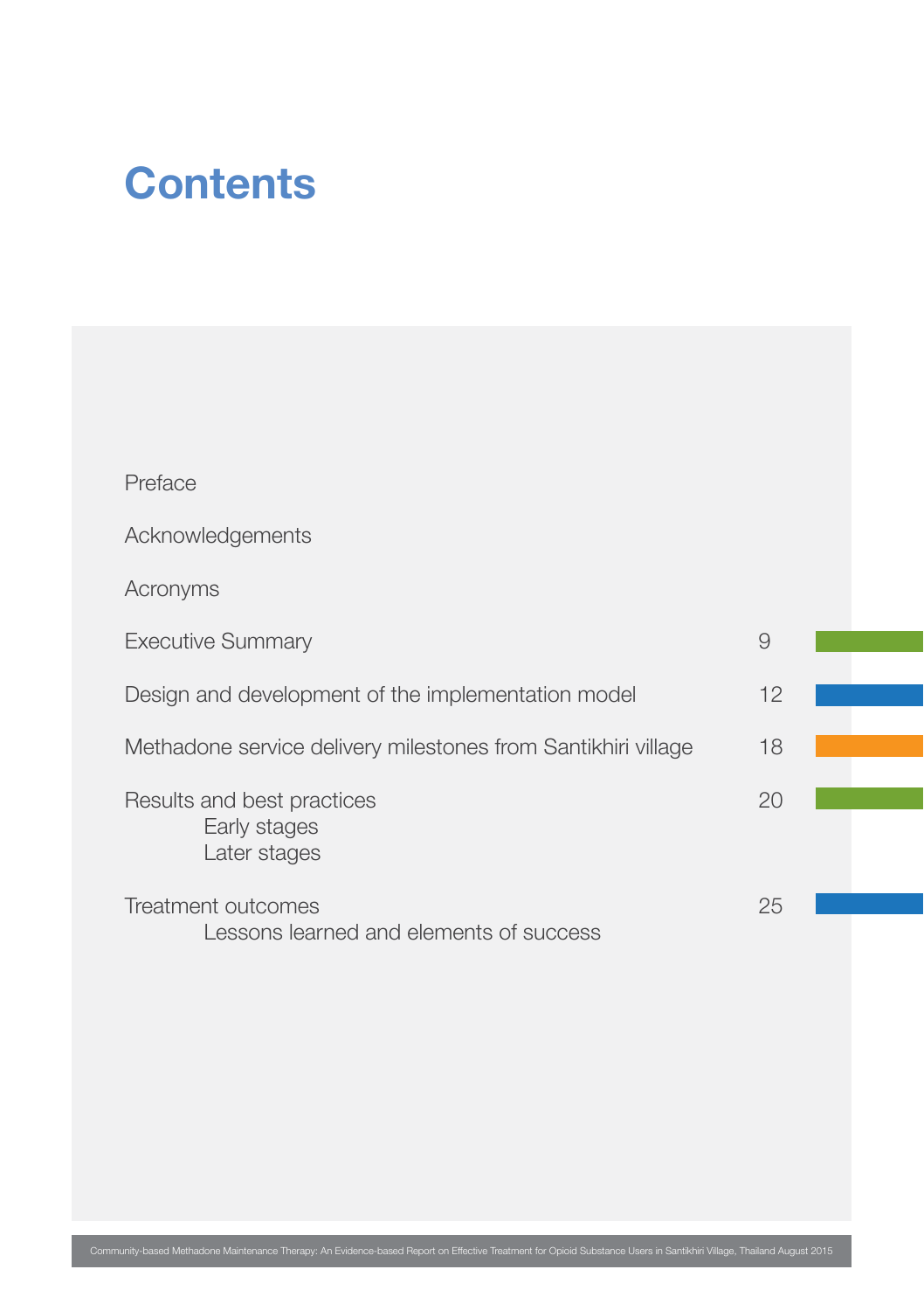# Contents

Preface

Acknowledgements

Acronyms

Executive Summary 9

Design and development of the implementation model 12

Methadone service delivery milestones from Santikhiri village 18

Results and best practices 20
- Early stages
- Later stages

Treatment outcomes 25
- Lessons learned and elements of success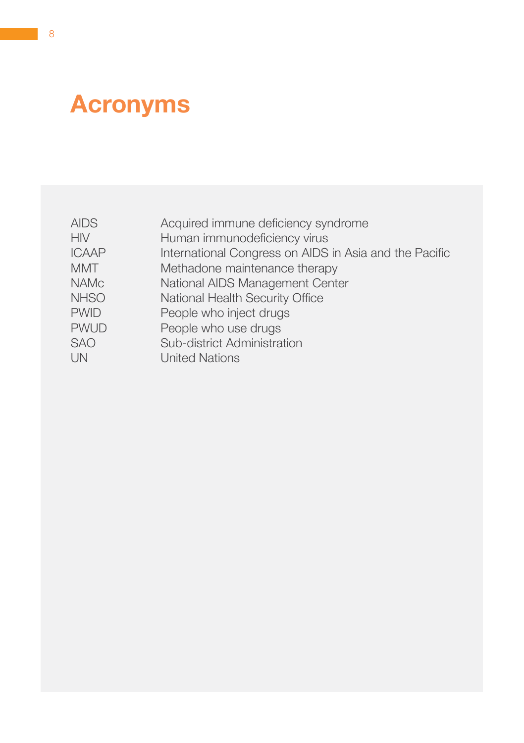# Acronyms

| | |
|---|---|
| AIDS | Acquired immune deficiency syndrome |
| HIV | Human immunodeficiency virus |
| ICAAP | International Congress on AIDS in Asia and the Pacific |
| MMT | Methadone maintenance therapy |
| NAMc | National AIDS Management Center |
| NHSO | National Health Security Office |
| PWID | People who inject drugs |
| PWUD | People who use drugs |
| SAO | Sub-district Administration |
| UN | United Nations |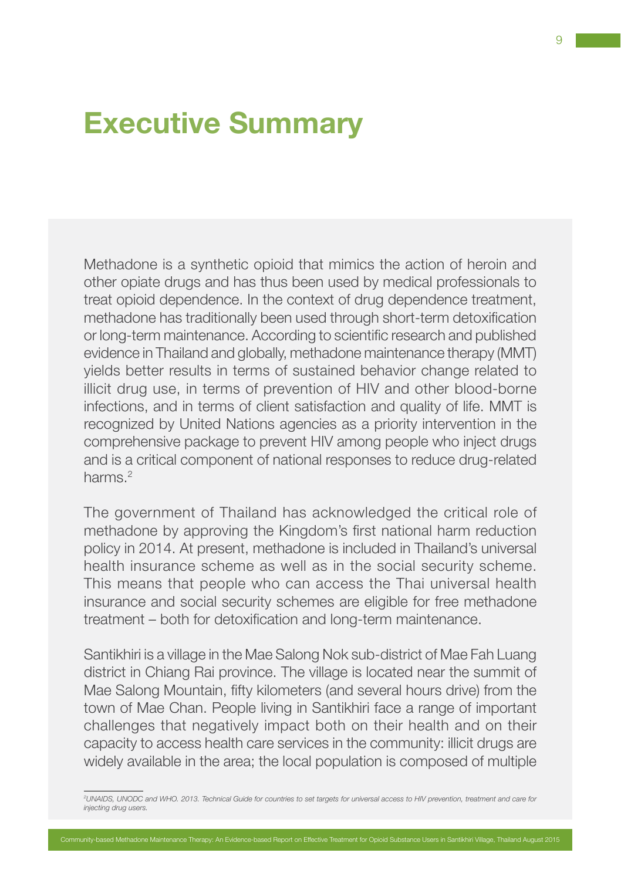# Executive Summary

Methadone is a synthetic opioid that mimics the action of heroin and other opiate drugs and has thus been used by medical professionals to treat opioid dependence. In the context of drug dependence treatment, methadone has traditionally been used through short-term detoxification or long-term maintenance. According to scientific research and published evidence in Thailand and globally, methadone maintenance therapy (MMT) yields better results in terms of sustained behavior change related to illicit drug use, in terms of prevention of HIV and other blood-borne infections, and in terms of client satisfaction and quality of life. MMT is recognized by United Nations agencies as a priority intervention in the comprehensive package to prevent HIV among people who inject drugs and is a critical component of national responses to reduce drug-related harms.[2]

The government of Thailand has acknowledged the critical role of methadone by approving the Kingdom's first national harm reduction policy in 2014. At present, methadone is included in Thailand's universal health insurance scheme as well as in the social security scheme. This means that people who can access the Thai universal health insurance and social security schemes are eligible for free methadone treatment – both for detoxification and long-term maintenance.

Santikhiri is a village in the Mae Salong Nok sub-district of Mae Fah Luang district in Chiang Rai province. The village is located near the summit of Mae Salong Mountain, fifty kilometers (and several hours drive) from the town of Mae Chan. People living in Santikhiri face a range of important challenges that negatively impact both on their health and on their capacity to access health care services in the community: illicit drugs are widely available in the area; the local population is composed of multiple

[2] *UNAIDS, UNODC and WHO. 2013. Technical Guide for countries to set targets for universal access to HIV prevention, treatment and care for injecting drug users.*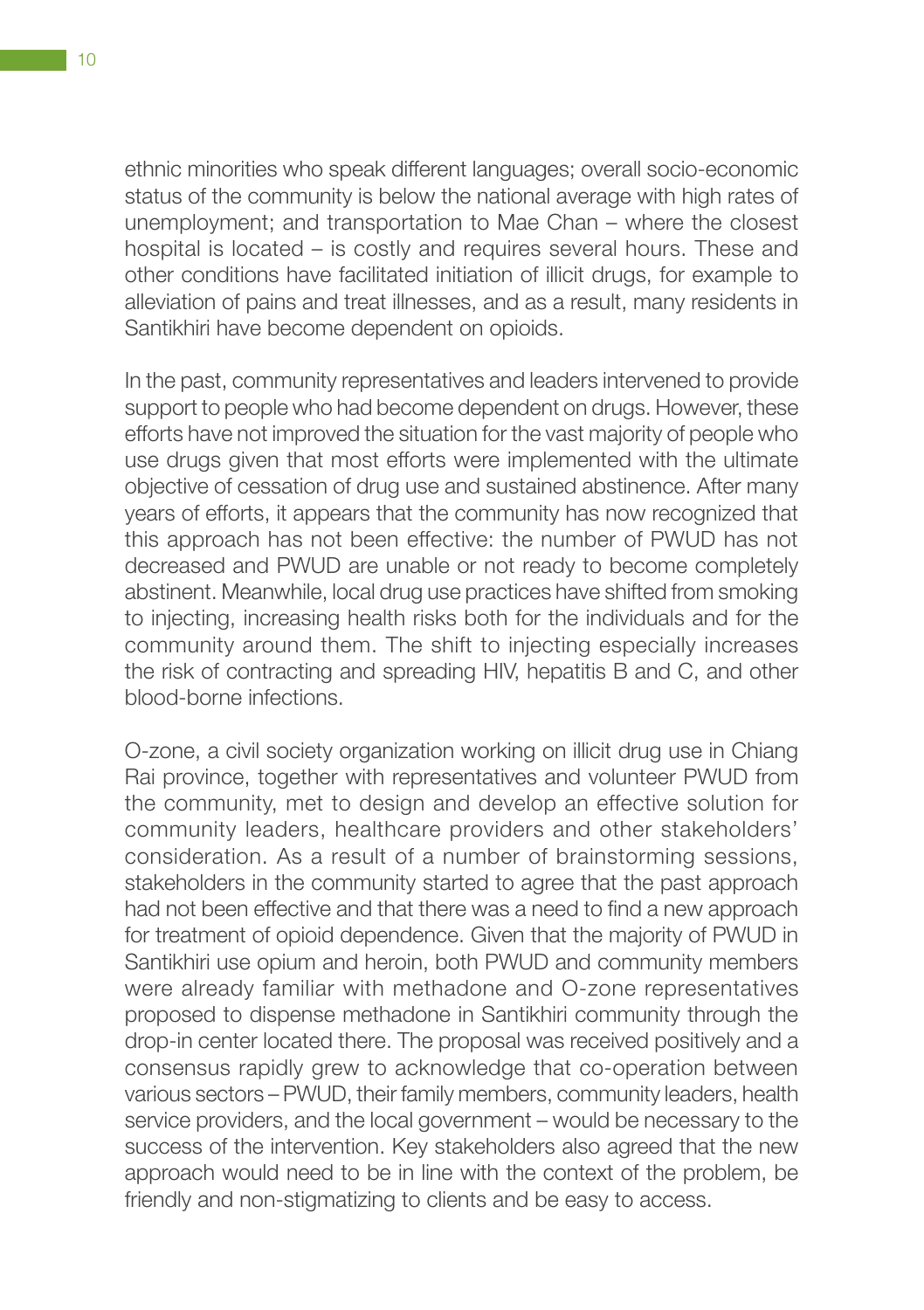ethnic minorities who speak different languages; overall socio-economic status of the community is below the national average with high rates of unemployment; and transportation to Mae Chan – where the closest hospital is located – is costly and requires several hours. These and other conditions have facilitated initiation of illicit drugs, for example to alleviation of pains and treat illnesses, and as a result, many residents in Santikhiri have become dependent on opioids.

In the past, community representatives and leaders intervened to provide support to people who had become dependent on drugs. However, these efforts have not improved the situation for the vast majority of people who use drugs given that most efforts were implemented with the ultimate objective of cessation of drug use and sustained abstinence. After many years of efforts, it appears that the community has now recognized that this approach has not been effective: the number of PWUD has not decreased and PWUD are unable or not ready to become completely abstinent. Meanwhile, local drug use practices have shifted from smoking to injecting, increasing health risks both for the individuals and for the community around them. The shift to injecting especially increases the risk of contracting and spreading HIV, hepatitis B and C, and other blood-borne infections.

O-zone, a civil society organization working on illicit drug use in Chiang Rai province, together with representatives and volunteer PWUD from the community, met to design and develop an effective solution for community leaders, healthcare providers and other stakeholders' consideration. As a result of a number of brainstorming sessions, stakeholders in the community started to agree that the past approach had not been effective and that there was a need to find a new approach for treatment of opioid dependence. Given that the majority of PWUD in Santikhiri use opium and heroin, both PWUD and community members were already familiar with methadone and O-zone representatives proposed to dispense methadone in Santikhiri community through the drop-in center located there. The proposal was received positively and a consensus rapidly grew to acknowledge that co-operation between various sectors – PWUD, their family members, community leaders, health service providers, and the local government – would be necessary to the success of the intervention. Key stakeholders also agreed that the new approach would need to be in line with the context of the problem, be friendly and non-stigmatizing to clients and be easy to access.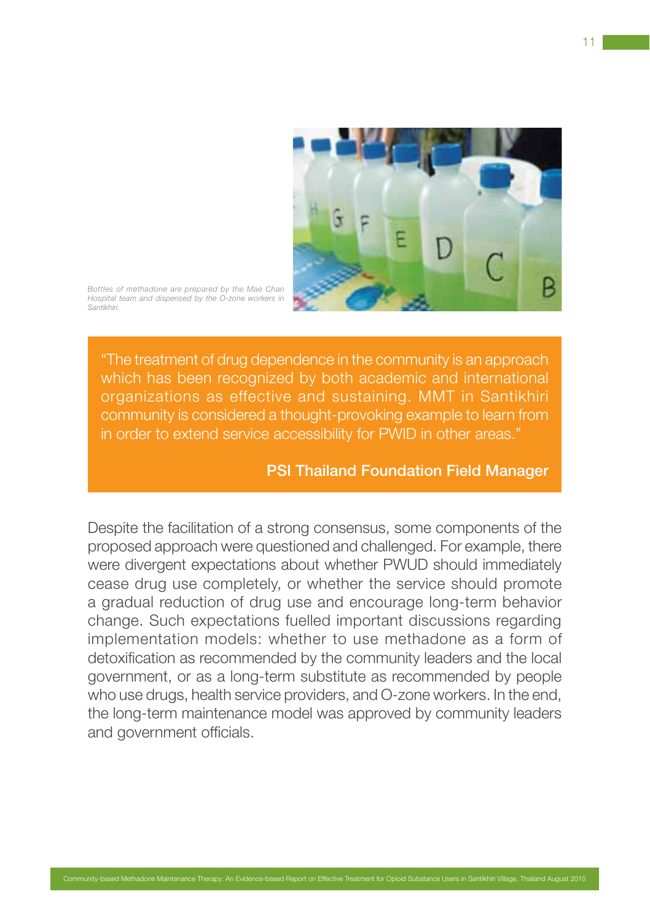*Bottles of methadone are prepared by the Mae Chan Hospital team and dispensed by the O-zone workers in Santikhiri.*

> "The treatment of drug dependence in the community is an approach which has been recognized by both academic and international organizations as effective and sustaining. MMT in Santikhiri community is considered a thought-provoking example to learn from in order to extend service accessibility for PWID in other areas."
>
> **PSI Thailand Foundation Field Manager**

Despite the facilitation of a strong consensus, some components of the proposed approach were questioned and challenged. For example, there were divergent expectations about whether PWUD should immediately cease drug use completely, or whether the service should promote a gradual reduction of drug use and encourage long-term behavior change. Such expectations fuelled important discussions regarding implementation models: whether to use methadone as a form of detoxification as recommended by the community leaders and the local government, or as a long-term substitute as recommended by people who use drugs, health service providers, and O-zone workers. In the end, the long-term maintenance model was approved by community leaders and government officials.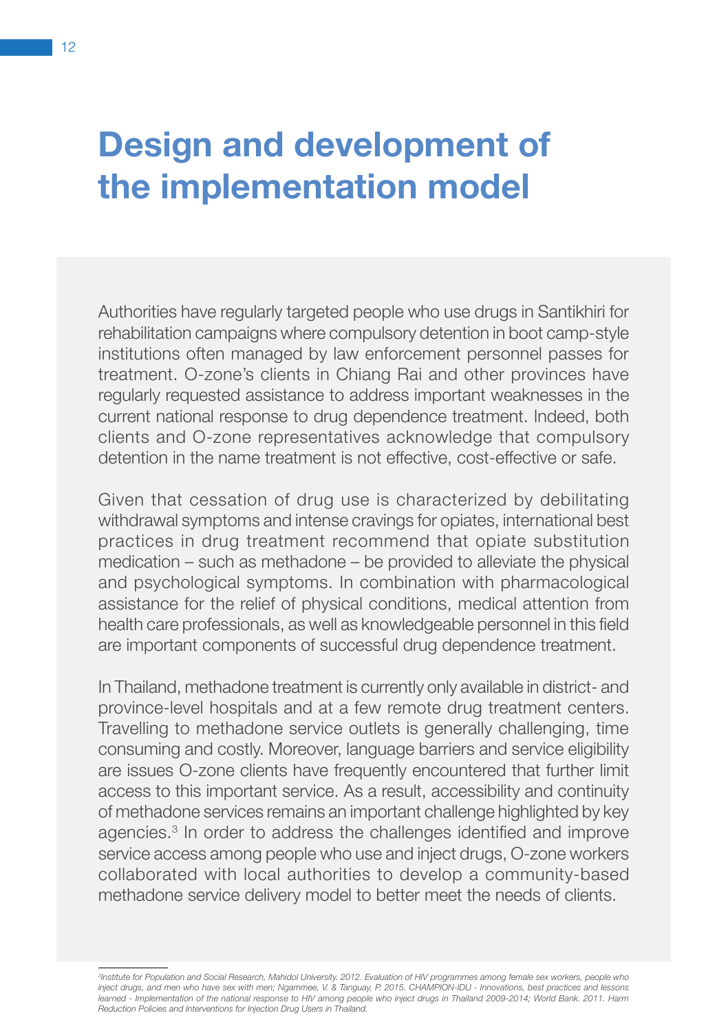# Design and development of the implementation model

Authorities have regularly targeted people who use drugs in Santikhiri for rehabilitation campaigns where compulsory detention in boot camp-style institutions often managed by law enforcement personnel passes for treatment. O-zone's clients in Chiang Rai and other provinces have regularly requested assistance to address important weaknesses in the current national response to drug dependence treatment. Indeed, both clients and O-zone representatives acknowledge that compulsory detention in the name treatment is not effective, cost-effective or safe.

Given that cessation of drug use is characterized by debilitating withdrawal symptoms and intense cravings for opiates, international best practices in drug treatment recommend that opiate substitution medication – such as methadone – be provided to alleviate the physical and psychological symptoms. In combination with pharmacological assistance for the relief of physical conditions, medical attention from health care professionals, as well as knowledgeable personnel in this field are important components of successful drug dependence treatment.

In Thailand, methadone treatment is currently only available in district- and province-level hospitals and at a few remote drug treatment centers. Travelling to methadone service outlets is generally challenging, time consuming and costly. Moreover, language barriers and service eligibility are issues O-zone clients have frequently encountered that further limit access to this important service. As a result, accessibility and continuity of methadone services remains an important challenge highlighted by key agencies.[3] In order to address the challenges identified and improve service access among people who use and inject drugs, O-zone workers collaborated with local authorities to develop a community-based methadone service delivery model to better meet the needs of clients.

---

*[3]Institute for Population and Social Research, Mahidol University. 2012. Evaluation of HIV programmes among female sex workers, people who inject drugs, and men who have sex with men; Ngammee, V. & Tanguay, P. 2015. CHAMPION-IDU - Innovations, best practices and lessons learned - Implementation of the national response to HIV among people who inject drugs in Thailand 2009-2014; World Bank. 2011. Harm Reduction Policies and Interventions for Injection Drug Users in Thailand.*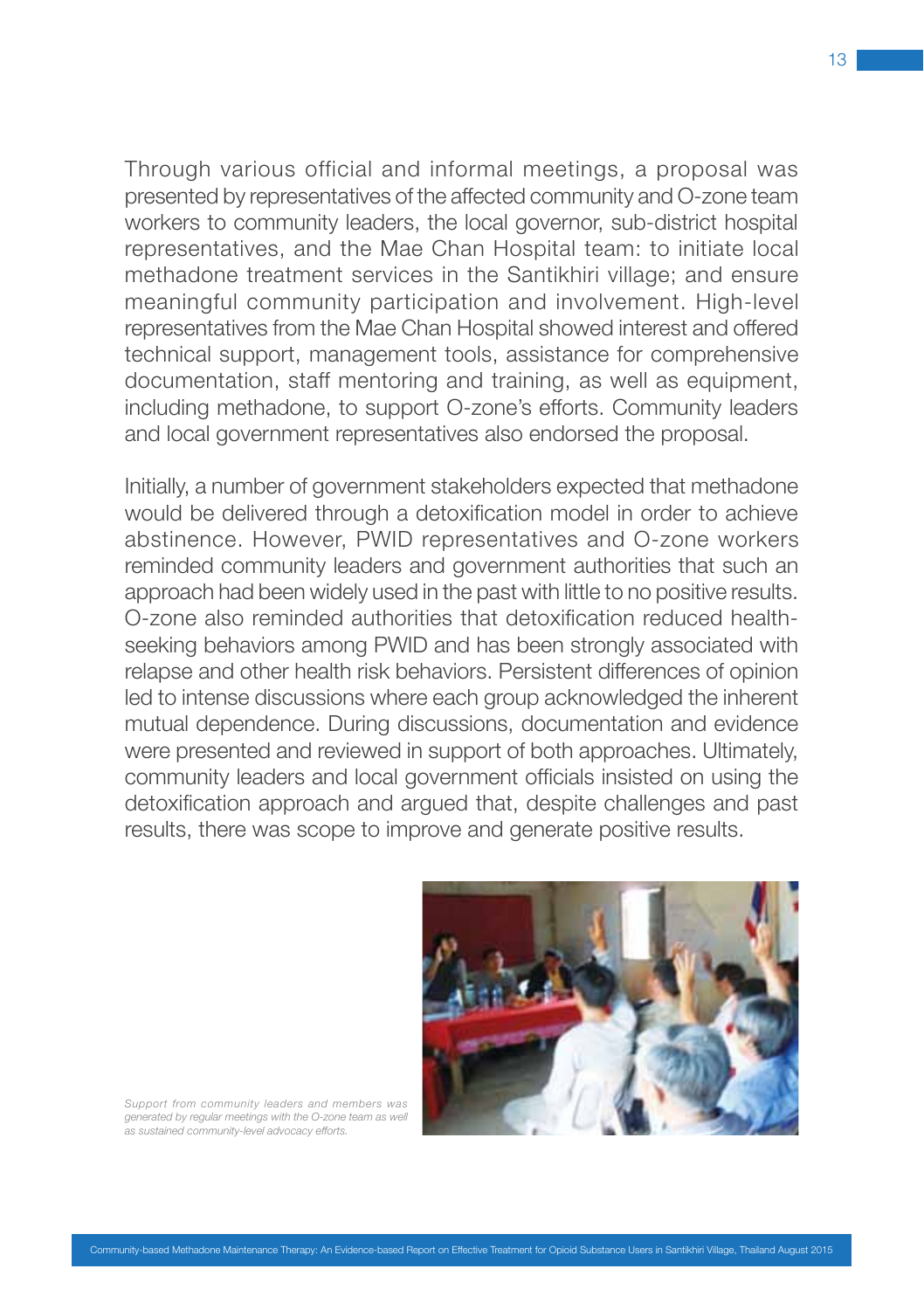Through various official and informal meetings, a proposal was presented by representatives of the affected community and O-zone team workers to community leaders, the local governor, sub-district hospital representatives, and the Mae Chan Hospital team: to initiate local methadone treatment services in the Santikhiri village; and ensure meaningful community participation and involvement. High-level representatives from the Mae Chan Hospital showed interest and offered technical support, management tools, assistance for comprehensive documentation, staff mentoring and training, as well as equipment, including methadone, to support O-zone's efforts. Community leaders and local government representatives also endorsed the proposal.

Initially, a number of government stakeholders expected that methadone would be delivered through a detoxification model in order to achieve abstinence. However, PWID representatives and O-zone workers reminded community leaders and government authorities that such an approach had been widely used in the past with little to no positive results. O-zone also reminded authorities that detoxification reduced health-seeking behaviors among PWID and has been strongly associated with relapse and other health risk behaviors. Persistent differences of opinion led to intense discussions where each group acknowledged the inherent mutual dependence. During discussions, documentation and evidence were presented and reviewed in support of both approaches. Ultimately, community leaders and local government officials insisted on using the detoxification approach and argued that, despite challenges and past results, there was scope to improve and generate positive results.

*Support from community leaders and members was generated by regular meetings with the O-zone team as well as sustained community-level advocacy efforts.*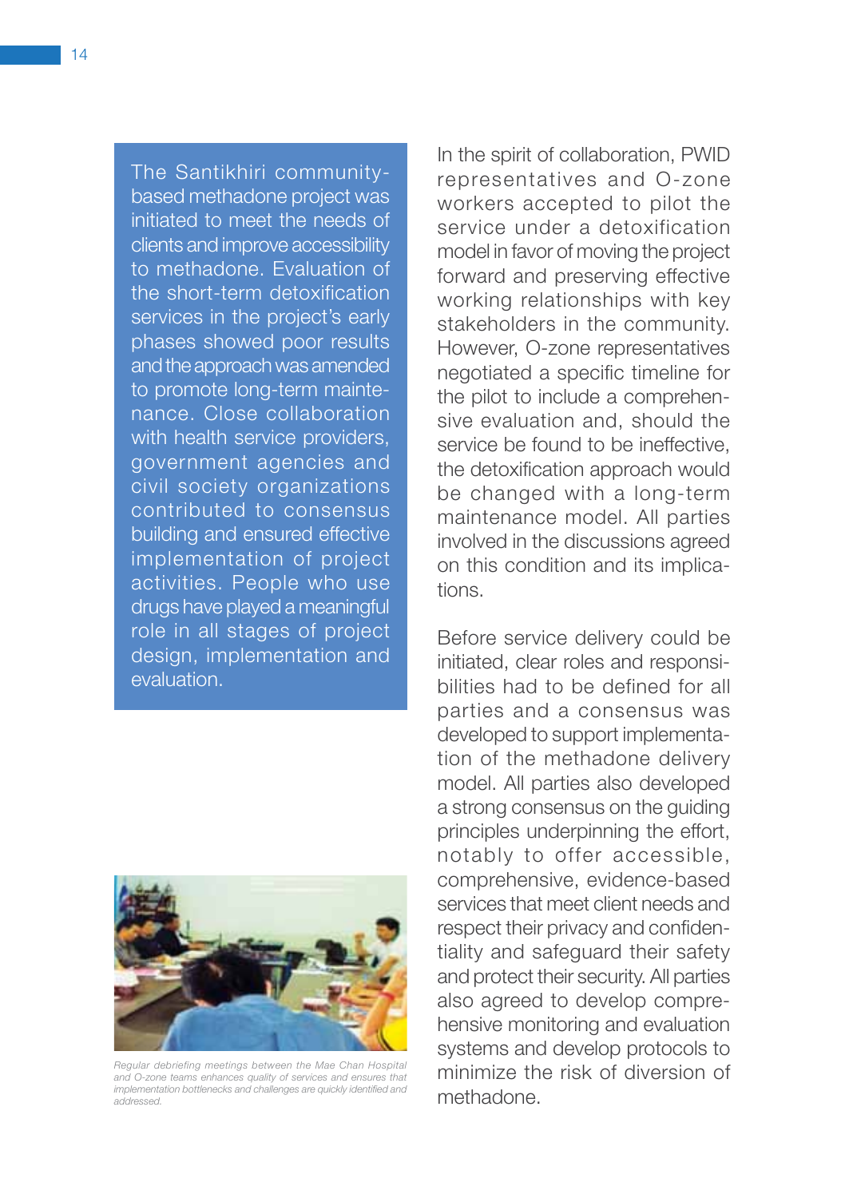The Santikhiri community-based methadone project was initiated to meet the needs of clients and improve accessibility to methadone. Evaluation of the short-term detoxification services in the project's early phases showed poor results and the approach was amended to promote long-term maintenance. Close collaboration with health service providers, government agencies and civil society organizations contributed to consensus building and effective implementation of project activities. People who use drugs have played a meaningful role in all stages of project design, implementation and evaluation.

*Regular debriefing meetings between the Mae Chan Hospital and O-zone teams enhances quality of services and ensures that implementation bottlenecks and challenges are quickly identified and addressed.*

In the spirit of collaboration, PWID representatives and O-zone workers accepted to pilot the service under a detoxification model in favor of moving the project forward and preserving effective working relationships with key stakeholders in the community. However, O-zone representatives negotiated a specific timeline for the pilot to include a comprehensive evaluation and, should the service be found to be ineffective, the detoxification approach would be changed with a long-term maintenance model. All parties involved in the discussions agreed on this condition and its implications.

Before service delivery could be initiated, clear roles and responsibilities had to be defined for all parties and a consensus was developed to support implementation of the methadone delivery model. All parties also developed a strong consensus on the guiding principles underpinning the effort, notably to offer accessible, comprehensive, evidence-based services that meet client needs and respect their privacy and confidentiality and safeguard their safety and protect their security. All parties also agreed to develop comprehensive monitoring and evaluation systems and develop protocols to minimize the risk of diversion of methadone.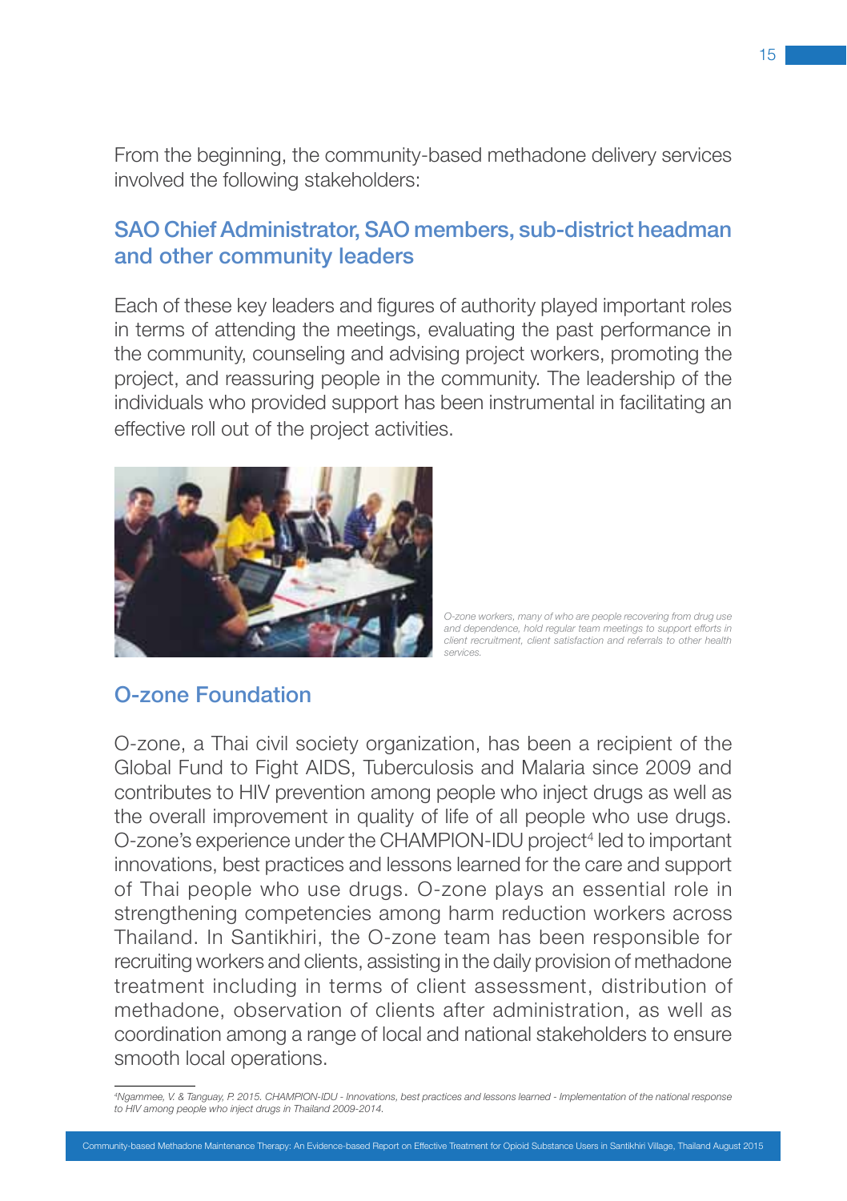From the beginning, the community-based methadone delivery services involved the following stakeholders:

## SAO Chief Administrator, SAO members, sub-district headman and other community leaders

Each of these key leaders and figures of authority played important roles in terms of attending the meetings, evaluating the past performance in the community, counseling and advising project workers, promoting the project, and reassuring people in the community. The leadership of the individuals who provided support has been instrumental in facilitating an effective roll out of the project activities.

*O-zone workers, many of who are people recovering from drug use and dependence, hold regular team meetings to support efforts in client recruitment, client satisfaction and referrals to other health services.*

## O-zone Foundation

O-zone, a Thai civil society organization, has been a recipient of the Global Fund to Fight AIDS, Tuberculosis and Malaria since 2009 and contributes to HIV prevention among people who inject drugs as well as the overall improvement in quality of life of all people who use drugs. O-zone's experience under the CHAMPION-IDU project[4] led to important innovations, best practices and lessons learned for the care and support of Thai people who use drugs. O-zone plays an essential role in strengthening competencies among harm reduction workers across Thailand. In Santikhiri, the O-zone team has been responsible for recruiting workers and clients, assisting in the daily provision of methadone treatment including in terms of client assessment, distribution of methadone, observation of clients after administration, as well as coordination among a range of local and national stakeholders to ensure smooth local operations.

---

[4] *Ngammee, V. & Tanguay, P. 2015. CHAMPION-IDU - Innovations, best practices and lessons learned - Implementation of the national response to HIV among people who inject drugs in Thailand 2009-2014.*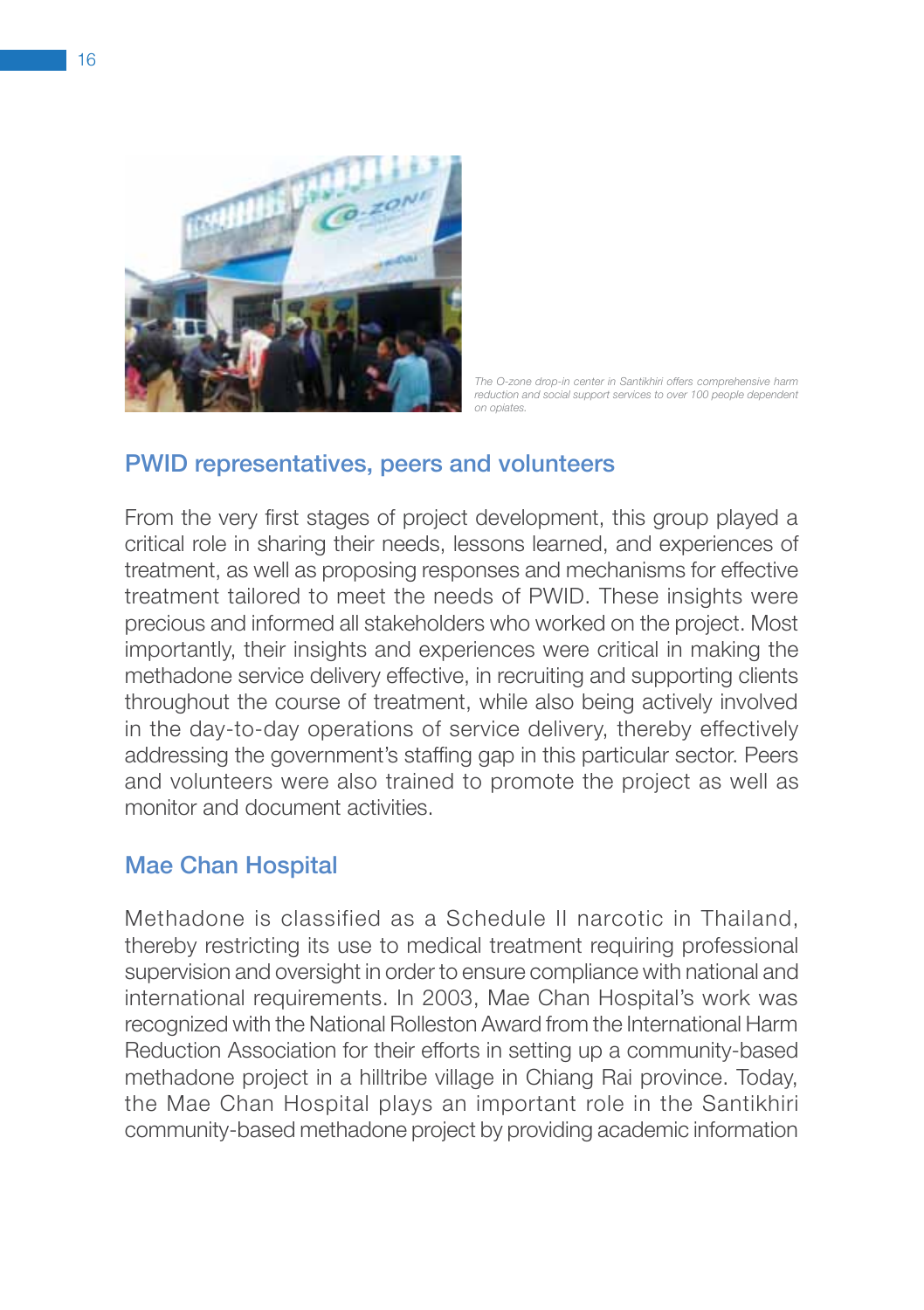The O-zone drop-in center in Santikhiri offers comprehensive harm reduction and social support services to over 100 people dependent on opiates.

## PWID representatives, peers and volunteers

From the very first stages of project development, this group played a critical role in sharing their needs, lessons learned, and experiences of treatment, as well as proposing responses and mechanisms for effective treatment tailored to meet the needs of PWID. These insights were precious and informed all stakeholders who worked on the project. Most importantly, their insights and experiences were critical in making the methadone service delivery effective, in recruiting and supporting clients throughout the course of treatment, while also being actively involved in the day-to-day operations of service delivery, thereby effectively addressing the government's staffing gap in this particular sector. Peers and volunteers were also trained to promote the project as well as monitor and document activities.

## Mae Chan Hospital

Methadone is classified as a Schedule II narcotic in Thailand, thereby restricting its use to medical treatment requiring professional supervision and oversight in order to ensure compliance with national and international requirements. In 2003, Mae Chan Hospital's work was recognized with the National Rolleston Award from the International Harm Reduction Association for their efforts in setting up a community-based methadone project in a hilltribe village in Chiang Rai province. Today, the Mae Chan Hospital plays an important role in the Santikhiri community-based methadone project by providing academic information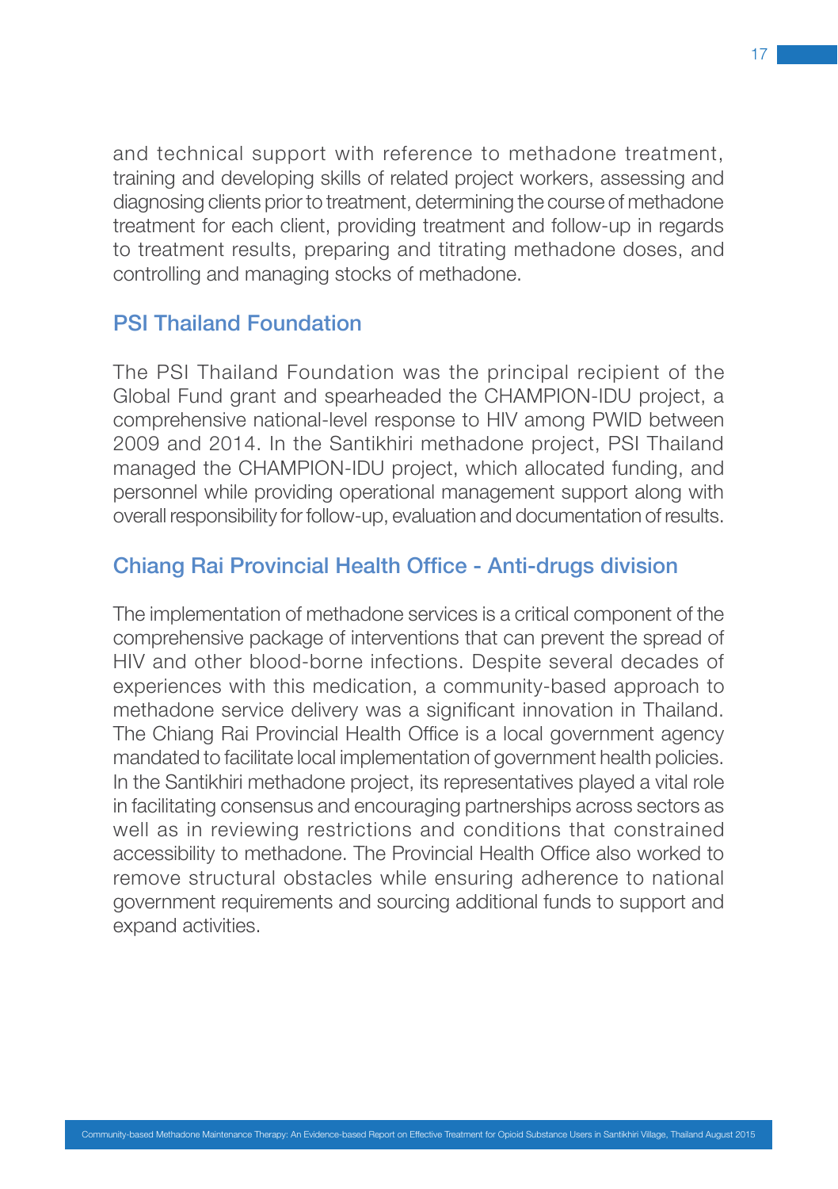and technical support with reference to methadone treatment, training and developing skills of related project workers, assessing and diagnosing clients prior to treatment, determining the course of methadone treatment for each client, providing treatment and follow-up in regards to treatment results, preparing and titrating methadone doses, and controlling and managing stocks of methadone.

## PSI Thailand Foundation

The PSI Thailand Foundation was the principal recipient of the Global Fund grant and spearheaded the CHAMPION-IDU project, a comprehensive national-level response to HIV among PWID between 2009 and 2014. In the Santikhiri methadone project, PSI Thailand managed the CHAMPION-IDU project, which allocated funding, and personnel while providing operational management support along with overall responsibility for follow-up, evaluation and documentation of results.

## Chiang Rai Provincial Health Office - Anti-drugs division

The implementation of methadone services is a critical component of the comprehensive package of interventions that can prevent the spread of HIV and other blood-borne infections. Despite several decades of experiences with this medication, a community-based approach to methadone service delivery was a significant innovation in Thailand. The Chiang Rai Provincial Health Office is a local government agency mandated to facilitate local implementation of government health policies. In the Santikhiri methadone project, its representatives played a vital role in facilitating consensus and encouraging partnerships across sectors as well as in reviewing restrictions and conditions that constrained accessibility to methadone. The Provincial Health Office also worked to remove structural obstacles while ensuring adherence to national government requirements and sourcing additional funds to support and expand activities.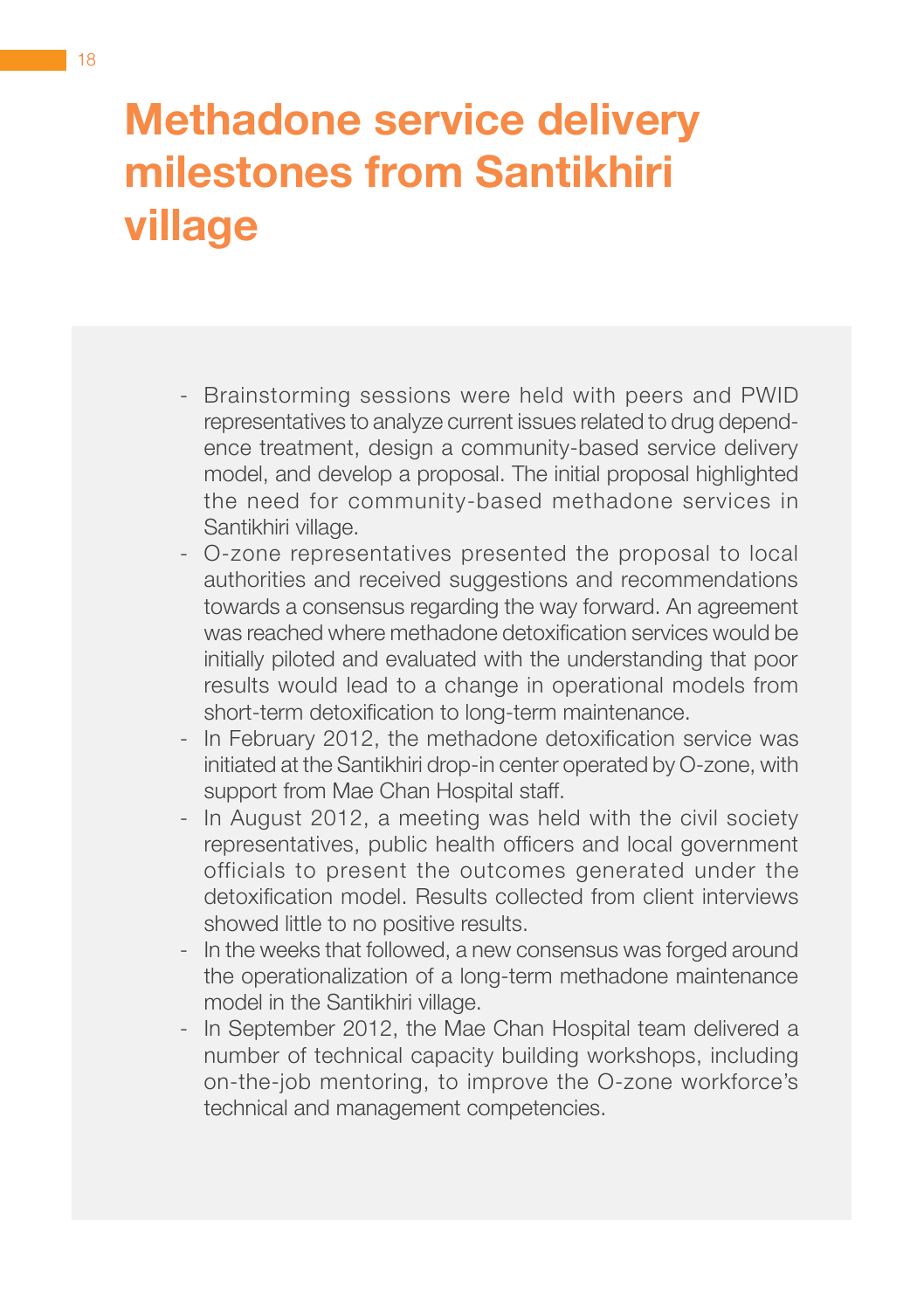# Methadone service delivery milestones from Santikhiri village

- Brainstorming sessions were held with peers and PWID representatives to analyze current issues related to drug dependence treatment, design a community-based service delivery model, and develop a proposal. The initial proposal highlighted the need for community-based methadone services in Santikhiri village.
- O-zone representatives presented the proposal to local authorities and received suggestions and recommendations towards a consensus regarding the way forward. An agreement was reached where methadone detoxification services would be initially piloted and evaluated with the understanding that poor results would lead to a change in operational models from short-term detoxification to long-term maintenance.
- In February 2012, the methadone detoxification service was initiated at the Santikhiri drop-in center operated by O-zone, with support from Mae Chan Hospital staff.
- In August 2012, a meeting was held with the civil society representatives, public health officers and local government officials to present the outcomes generated under the detoxification model. Results collected from client interviews showed little to no positive results.
- In the weeks that followed, a new consensus was forged around the operationalization of a long-term methadone maintenance model in the Santikhiri village.
- In September 2012, the Mae Chan Hospital team delivered a number of technical capacity building workshops, including on-the-job mentoring, to improve the O-zone workforce's technical and management competencies.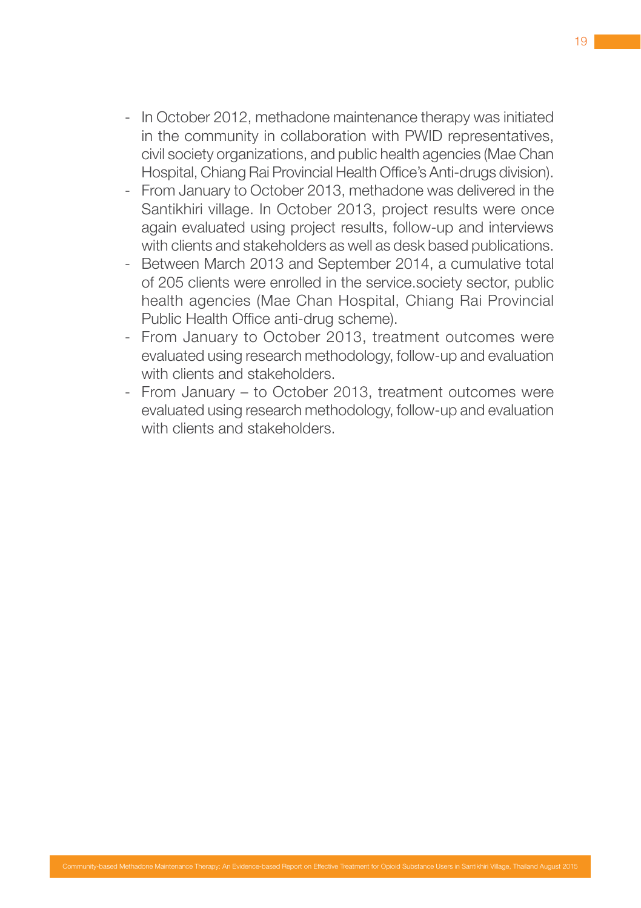- In October 2012, methadone maintenance therapy was initiated in the community in collaboration with PWID representatives, civil society organizations, and public health agencies (Mae Chan Hospital, Chiang Rai Provincial Health Office's Anti-drugs division).
- From January to October 2013, methadone was delivered in the Santikhiri village. In October 2013, project results were once again evaluated using project results, follow-up and interviews with clients and stakeholders as well as desk based publications.
- Between March 2013 and September 2014, a cumulative total of 205 clients were enrolled in the service.society sector, public health agencies (Mae Chan Hospital, Chiang Rai Provincial Public Health Office anti-drug scheme).
- From January to October 2013, treatment outcomes were evaluated using research methodology, follow-up and evaluation with clients and stakeholders.
- From January – to October 2013, treatment outcomes were evaluated using research methodology, follow-up and evaluation with clients and stakeholders.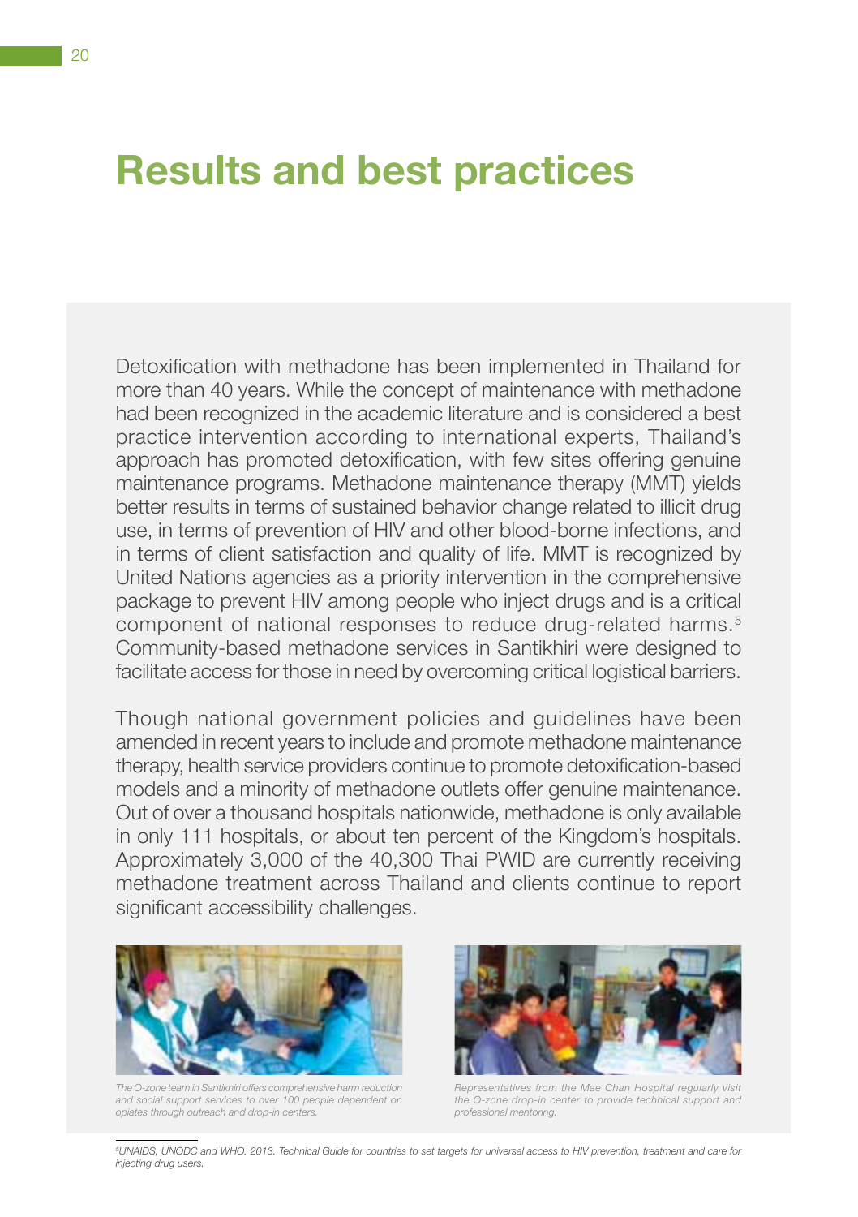# Results and best practices

Detoxification with methadone has been implemented in Thailand for more than 40 years. While the concept of maintenance with methadone had been recognized in the academic literature and is considered a best practice intervention according to international experts, Thailand's approach has promoted detoxification, with few sites offering genuine maintenance programs. Methadone maintenance therapy (MMT) yields better results in terms of sustained behavior change related to illicit drug use, in terms of prevention of HIV and other blood-borne infections, and in terms of client satisfaction and quality of life. MMT is recognized by United Nations agencies as a priority intervention in the comprehensive package to prevent HIV among people who inject drugs and is a critical component of national responses to reduce drug-related harms.[5] Community-based methadone services in Santikhiri were designed to facilitate access for those in need by overcoming critical logistical barriers.

Though national government policies and guidelines have been amended in recent years to include and promote methadone maintenance therapy, health service providers continue to promote detoxification-based models and a minority of methadone outlets offer genuine maintenance. Out of over a thousand hospitals nationwide, methadone is only available in only 111 hospitals, or about ten percent of the Kingdom's hospitals. Approximately 3,000 of the 40,300 Thai PWID are currently receiving methadone treatment across Thailand and clients continue to report significant accessibility challenges.

*The O-zone team in Santikhiri offers comprehensive harm reduction and social support services to over 100 people dependent on opiates through outreach and drop-in centers.*

*Representatives from the Mae Chan Hospital regularly visit the O-zone drop-in center to provide technical support and professional mentoring.*

---

[5] *UNAIDS, UNODC and WHO. 2013. Technical Guide for countries to set targets for universal access to HIV prevention, treatment and care for injecting drug users.*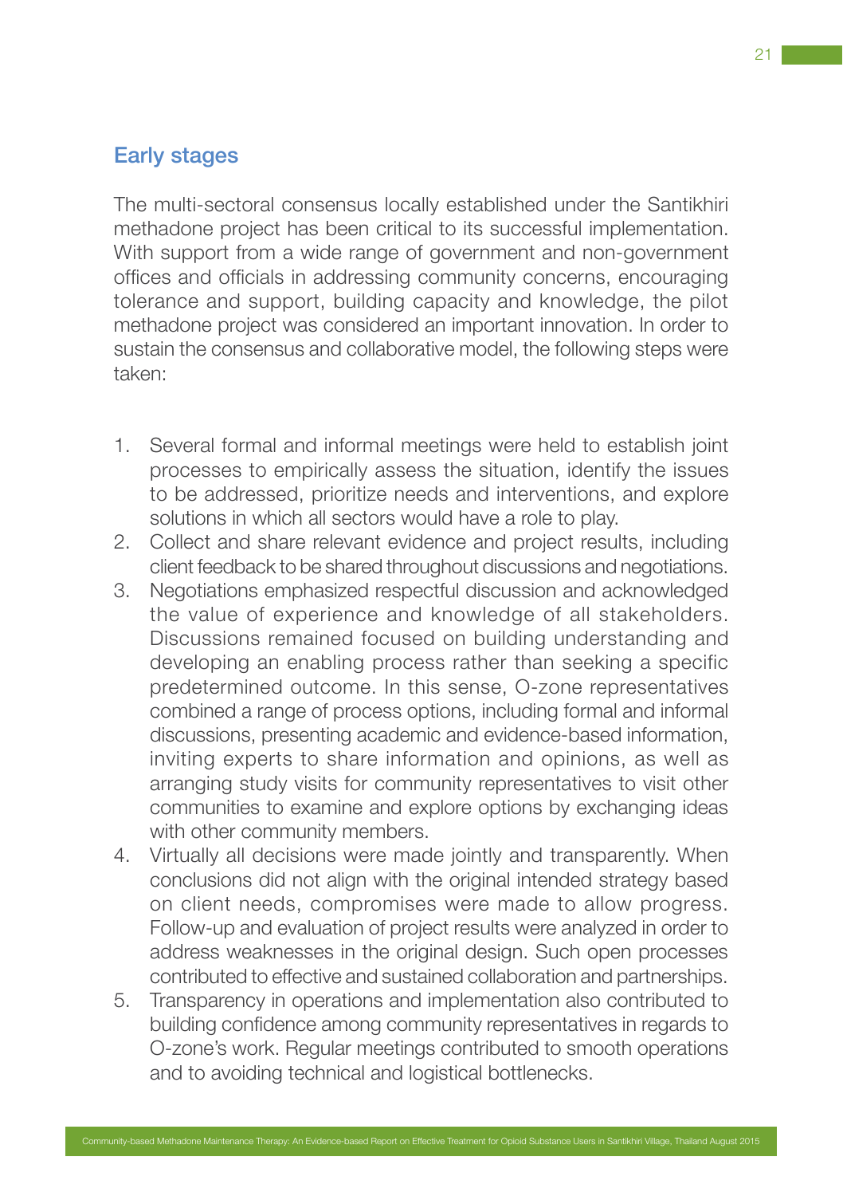## Early stages

The multi-sectoral consensus locally established under the Santikhiri methadone project has been critical to its successful implementation. With support from a wide range of government and non-government offices and officials in addressing community concerns, encouraging tolerance and support, building capacity and knowledge, the pilot methadone project was considered an important innovation. In order to sustain the consensus and collaborative model, the following steps were taken:

1. Several formal and informal meetings were held to establish joint processes to empirically assess the situation, identify the issues to be addressed, prioritize needs and interventions, and explore solutions in which all sectors would have a role to play.
2. Collect and share relevant evidence and project results, including client feedback to be shared throughout discussions and negotiations.
3. Negotiations emphasized respectful discussion and acknowledged the value of experience and knowledge of all stakeholders. Discussions remained focused on building understanding and developing an enabling process rather than seeking a specific predetermined outcome. In this sense, O-zone representatives combined a range of process options, including formal and informal discussions, presenting academic and evidence-based information, inviting experts to share information and opinions, as well as arranging study visits for community representatives to visit other communities to examine and explore options by exchanging ideas with other community members.
4. Virtually all decisions were made jointly and transparently. When conclusions did not align with the original intended strategy based on client needs, compromises were made to allow progress. Follow-up and evaluation of project results were analyzed in order to address weaknesses in the original design. Such open processes contributed to effective and sustained collaboration and partnerships.
5. Transparency in operations and implementation also contributed to building confidence among community representatives in regards to O-zone's work. Regular meetings contributed to smooth operations and to avoiding technical and logistical bottlenecks.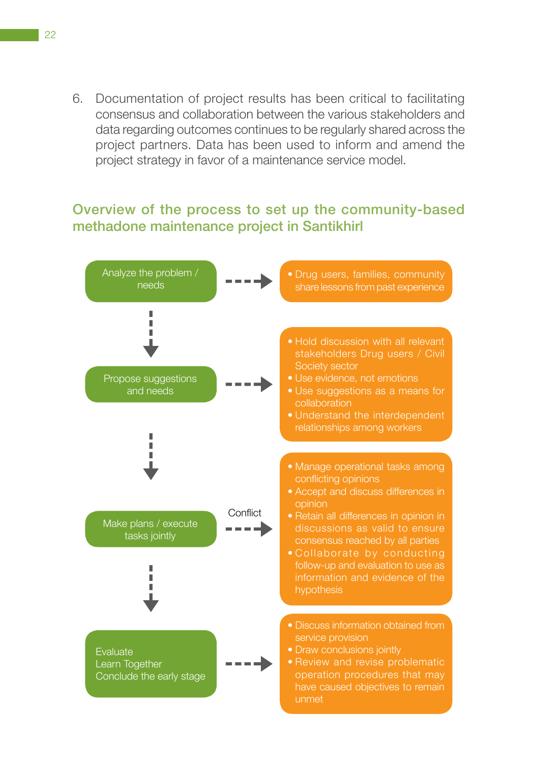6. Documentation of project results has been critical to facilitating consensus and collaboration between the various stakeholders and data regarding outcomes continues to be regularly shared across the project partners. Data has been used to inform and amend the project strategy in favor of a maintenance service model.

## Overview of the process to set up the community-based methadone maintenance project in Santikhirl

**Analyze the problem / needs**

- Drug users, families, community share lessons from past experience

**Propose suggestions and needs**

- Hold discussion with all relevant stakeholders Drug users / Civil Society sector
- Use evidence, not emotions
- Use suggestions as a means for collaboration
- Understand the interdependent relationships among workers

**Make plans / execute tasks jointly**

Conflict

- Manage operational tasks among conflicting opinions
- Accept and discuss differences in opinion
- Retain all differences in opinion in discussions as valid to ensure consensus reached by all parties
- Collaborate by conducting follow-up and evaluation to use as information and evidence of the hypothesis

**Evaluate
Learn Together
Conclude the early stage**

- Discuss information obtained from service provision
- Draw conclusions jointly
- Review and revise problematic operation procedures that may have caused objectives to remain unmet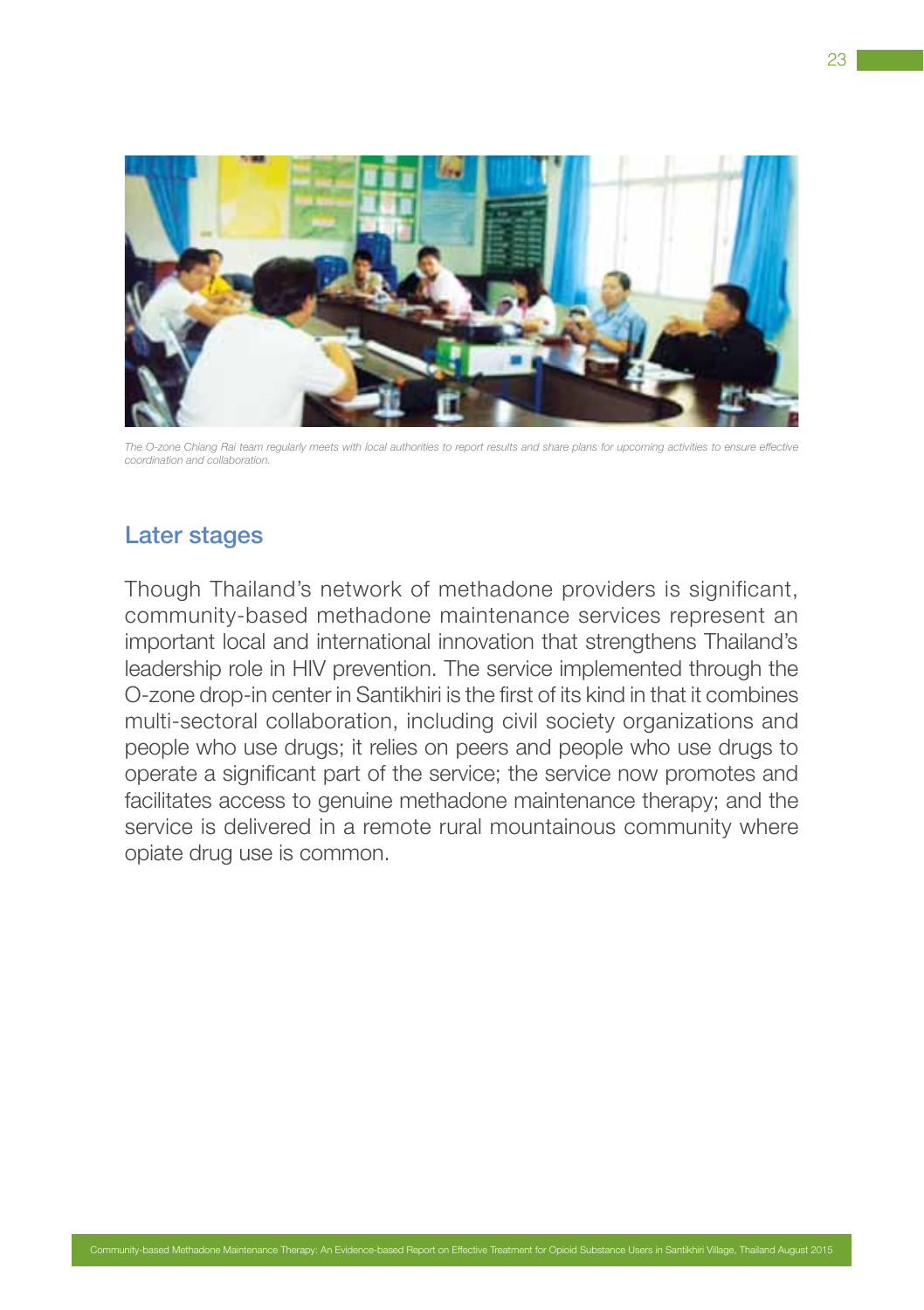*The O-zone Chiang Rai team regularly meets with local authorities to report results and share plans for upcoming activities to ensure effective coordination and collaboration.*

## Later stages

Though Thailand's network of methadone providers is significant, community-based methadone maintenance services represent an important local and international innovation that strengthens Thailand's leadership role in HIV prevention. The service implemented through the O-zone drop-in center in Santikhiri is the first of its kind in that it combines multi-sectoral collaboration, including civil society organizations and people who use drugs; it relies on peers and people who use drugs to operate a significant part of the service; the service now promotes and facilitates access to genuine methadone maintenance therapy; and the service is delivered in a remote rural mountainous community where opiate drug use is common.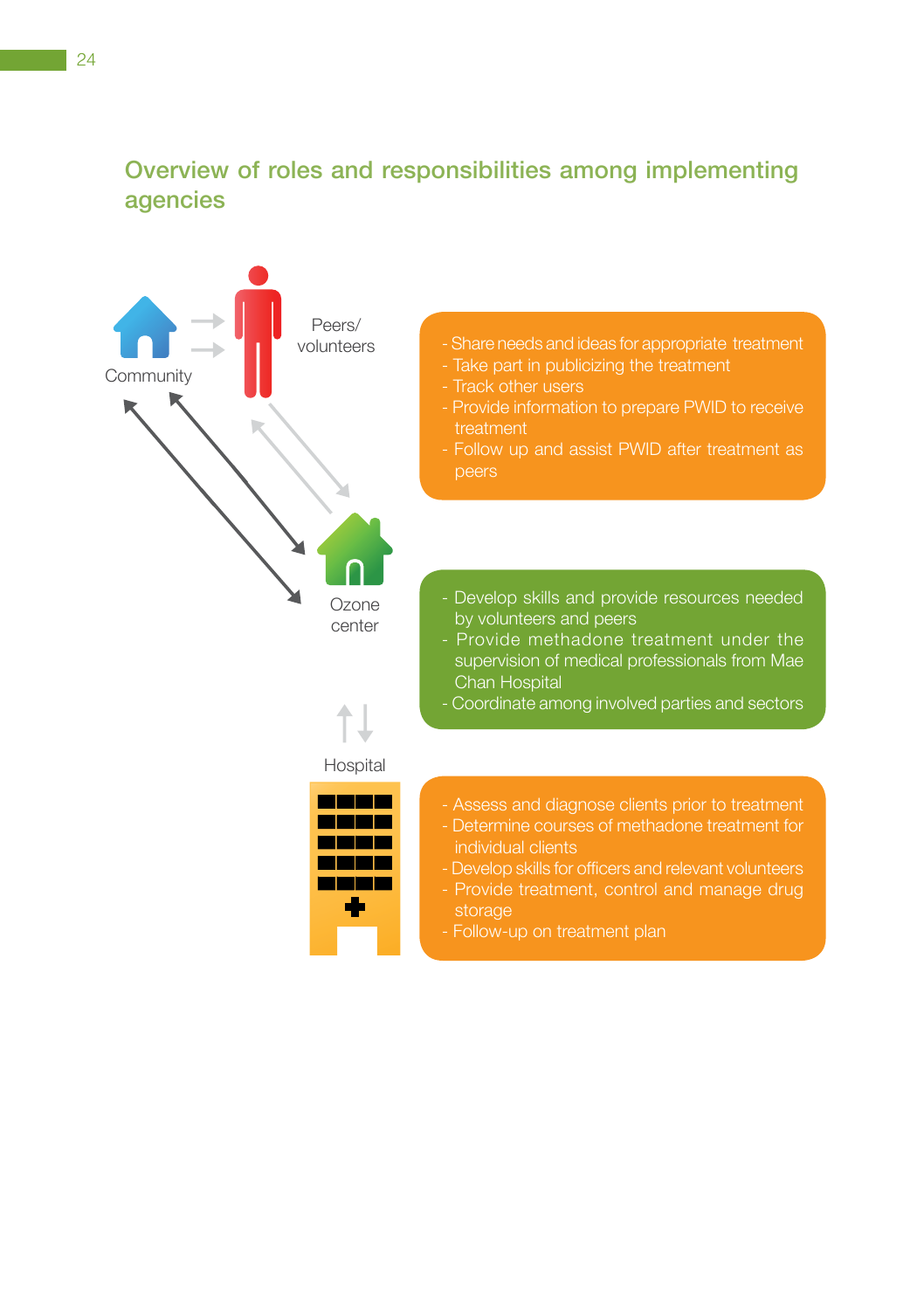## Overview of roles and responsibilities among implementing agencies

Community

Peers/ volunteers

- Share needs and ideas for appropriate treatment
- Take part in publicizing the treatment
- Track other users
- Provide information to prepare PWID to receive treatment
- Follow up and assist PWID after treatment as peers

Ozone center

- Develop skills and provide resources needed by volunteers and peers
- Provide methadone treatment under the supervision of medical professionals from Mae Chan Hospital
- Coordinate among involved parties and sectors

Hospital

- Assess and diagnose clients prior to treatment
- Determine courses of methadone treatment for individual clients
- Develop skills for officers and relevant volunteers
- Provide treatment, control and manage drug storage
- Follow-up on treatment plan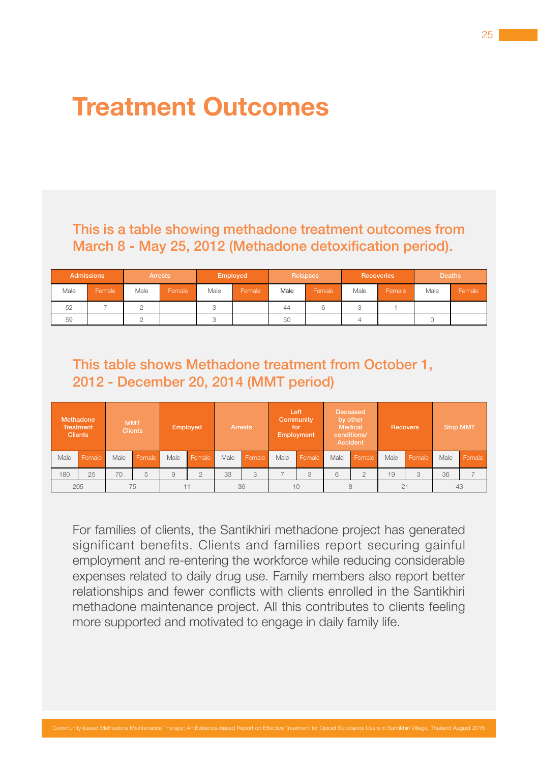# Treatment Outcomes

## This is a table showing methadone treatment outcomes from March 8 - May 25, 2012 (Methadone detoxification period).

| Admissions | | Arrests | | Employed | | Relapses | | Recoveries | | Deaths | |
|---|---|---|---|---|---|---|---|---|---|---|---|
| Male | Female | Male | Female | Male | Female | Male | Female | Male | Female | Male | Female |
| 52 | 7 | 2 | - | 3 | - | 44 | 6 | 3 | 1 | - | - |
| 59 | | 2 | | 3 | | 50 | | 4 | | 0 | |

## This table shows Methadone treatment from October 1, 2012 - December 20, 2014 (MMT period)

| Methadone Treatment Clients | | MMT Clients | | Employed | | Arrests | | Left Community for Employment | | Deceased by other Medical conditions/ Accident | | Recovers | | Stop MMT | |
|---|---|---|---|---|---|---|---|---|---|---|---|---|---|---|---|
| Male | Female | Male | Female | Male | Female | Male | Female | Male | Female | Male | Female | Male | Female | Male | Female |
| 180 | 25 | 70 | 5 | 9 | 2 | 33 | 3 | 7 | 3 | 6 | 2 | 19 | 3 | 36 | 7 |
| 205 | | 75 | | 11 | | 36 | | 10 | | 8 | | 21 | | 43 | |

For families of clients, the Santikhiri methadone project has generated significant benefits. Clients and families report securing gainful employment and re-entering the workforce while reducing considerable expenses related to daily drug use. Family members also report better relationships and fewer conflicts with clients enrolled in the Santikhiri methadone maintenance project. All this contributes to clients feeling more supported and motivated to engage in daily family life.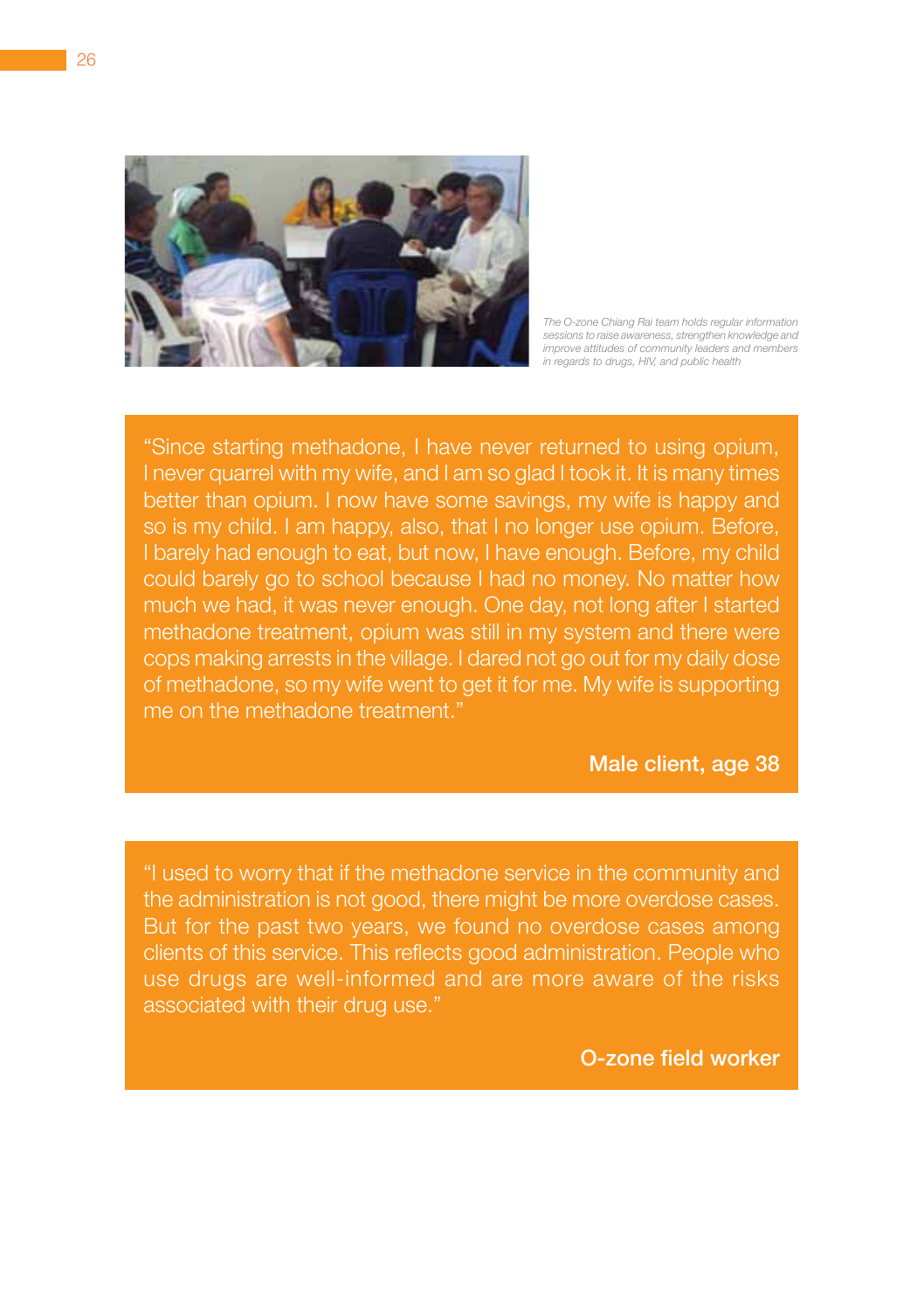*The O-zone Chiang Rai team holds regular information sessions to raise awareness, strengthen knowledge and improve attitudes of community leaders and members in regards to drugs, HIV, and public health*

"Since starting methadone, I have never returned to using opium, I never quarrel with my wife, and I am so glad I took it. It is many times better than opium. I now have some savings, my wife is happy and so is my child. I am happy, also, that I no longer use opium. Before, I barely had enough to eat, but now, I have enough. Before, my child could barely go to school because I had no money. No matter how much we had, it was never enough. One day, not long after I started methadone treatment, opium was still in my system and there were cops making arrests in the village. I dared not go out for my daily dose of methadone, so my wife went to get it for me. My wife is supporting me on the methadone treatment."

**Male client, age 38**

"I used to worry that if the methadone service in the community and the administration is not good, there might be more overdose cases. But for the past two years, we found no overdose cases among clients of this service. This reflects good administration. People who use drugs are well-informed and are more aware of the risks associated with their drug use."

**O-zone field worker**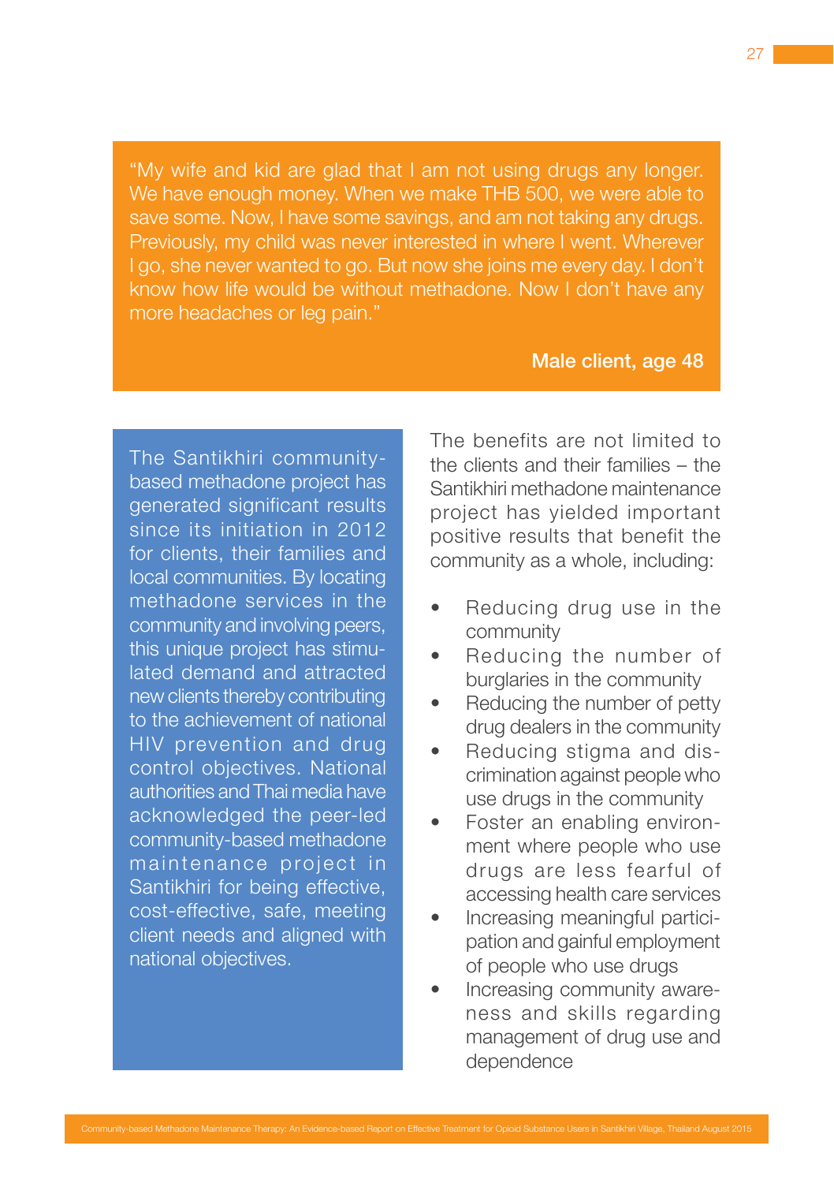> "My wife and kid are glad that I am not using drugs any longer. We have enough money. When we make THB 500, we were able to save some. Now, I have some savings, and am not taking any drugs. Previously, my child was never interested in where I went. Wherever I go, she never wanted to go. But now she joins me every day. I don't know how life would be without methadone. Now I don't have any more headaches or leg pain."
>
> **Male client, age 48**

The Santikhiri community-based methadone project has generated significant results since its initiation in 2012 for clients, their families and local communities. By locating methadone services in the community and involving peers, this unique project has stimulated demand and attracted new clients thereby contributing to the achievement of national HIV prevention and drug control objectives. National authorities and Thai media have acknowledged the peer-led community-based methadone maintenance project in Santikhiri for being effective, cost-effective, safe, meeting client needs and aligned with national objectives.

The benefits are not limited to the clients and their families – the Santikhiri methadone maintenance project has yielded important positive results that benefit the community as a whole, including:

- Reducing drug use in the community
- Reducing the number of burglaries in the community
- Reducing the number of petty drug dealers in the community
- Reducing stigma and discrimination against people who use drugs in the community
- Foster an enabling environment where people who use drugs are less fearful of accessing health care services
- Increasing meaningful participation and gainful employment of people who use drugs
- Increasing community awareness and skills regarding management of drug use and dependence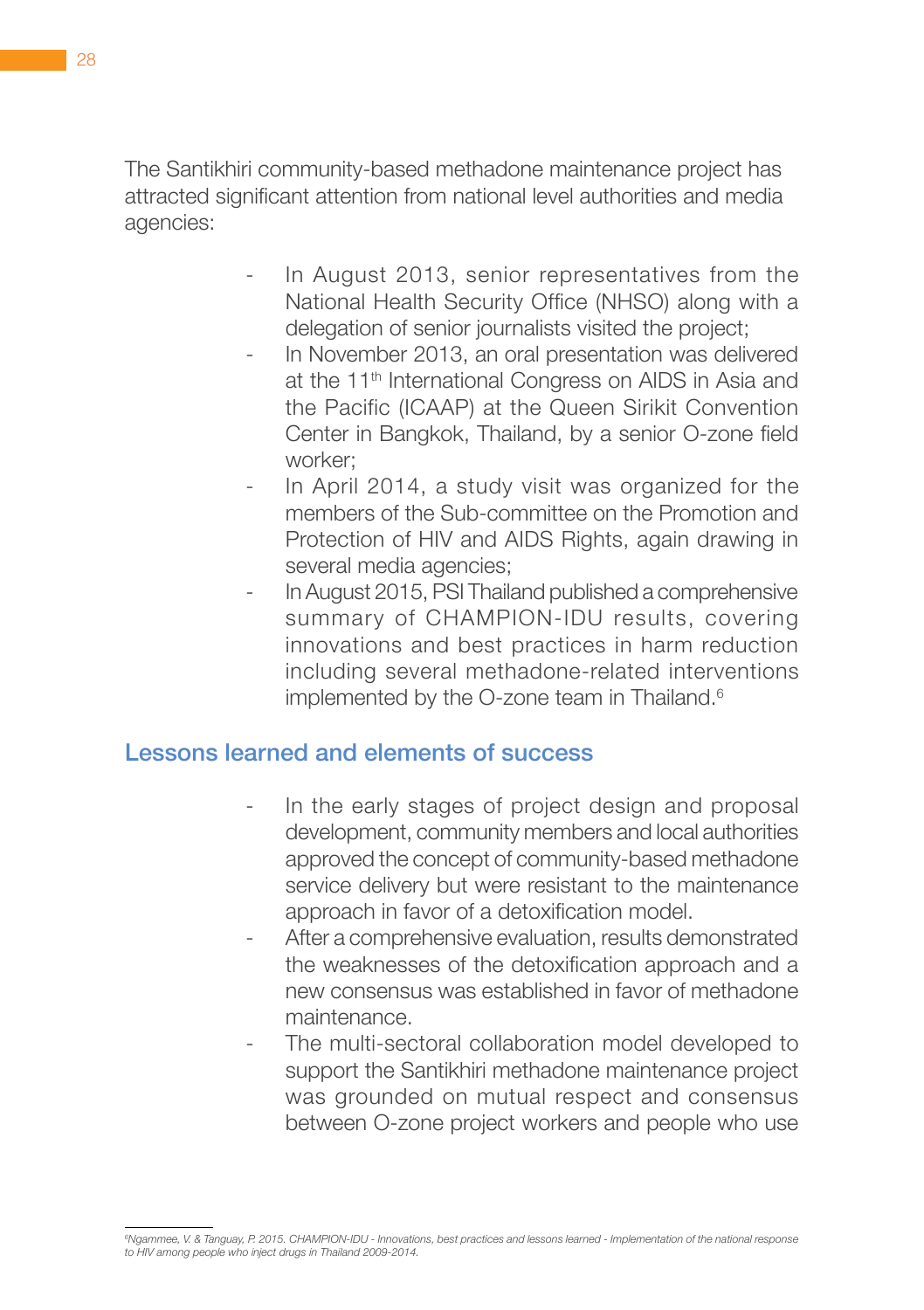The Santikhiri community-based methadone maintenance project has attracted significant attention from national level authorities and media agencies:

- In August 2013, senior representatives from the National Health Security Office (NHSO) along with a delegation of senior journalists visited the project;
- In November 2013, an oral presentation was delivered at the 11th International Congress on AIDS in Asia and the Pacific (ICAAP) at the Queen Sirikit Convention Center in Bangkok, Thailand, by a senior O-zone field worker;
- In April 2014, a study visit was organized for the members of the Sub-committee on the Promotion and Protection of HIV and AIDS Rights, again drawing in several media agencies;
- In August 2015, PSI Thailand published a comprehensive summary of CHAMPION-IDU results, covering innovations and best practices in harm reduction including several methadone-related interventions implemented by the O-zone team in Thailand.[6]

## Lessons learned and elements of success

- In the early stages of project design and proposal development, community members and local authorities approved the concept of community-based methadone service delivery but were resistant to the maintenance approach in favor of a detoxification model.
- After a comprehensive evaluation, results demonstrated the weaknesses of the detoxification approach and a new consensus was established in favor of methadone maintenance.
- The multi-sectoral collaboration model developed to support the Santikhiri methadone maintenance project was grounded on mutual respect and consensus between O-zone project workers and people who use

---

[6] *Ngammee, V. & Tanguay, P. 2015. CHAMPION-IDU - Innovations, best practices and lessons learned - Implementation of the national response to HIV among people who inject drugs in Thailand 2009-2014.*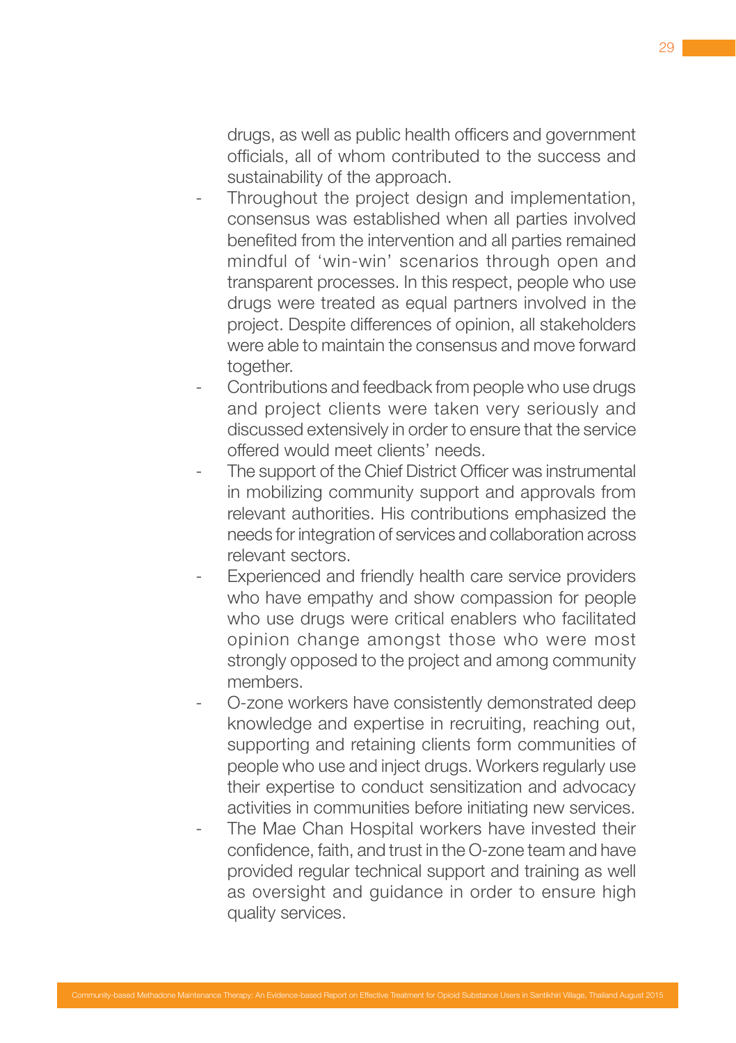drugs, as well as public health officers and government officials, all of whom contributed to the success and sustainability of the approach.

- Throughout the project design and implementation, consensus was established when all parties involved benefited from the intervention and all parties remained mindful of 'win-win' scenarios through open and transparent processes. In this respect, people who use drugs were treated as equal partners involved in the project. Despite differences of opinion, all stakeholders were able to maintain the consensus and move forward together.
- Contributions and feedback from people who use drugs and project clients were taken very seriously and discussed extensively in order to ensure that the service offered would meet clients' needs.
- The support of the Chief District Officer was instrumental in mobilizing community support and approvals from relevant authorities. His contributions emphasized the needs for integration of services and collaboration across relevant sectors.
- Experienced and friendly health care service providers who have empathy and show compassion for people who use drugs were critical enablers who facilitated opinion change amongst those who were most strongly opposed to the project and among community members.
- O-zone workers have consistently demonstrated deep knowledge and expertise in recruiting, reaching out, supporting and retaining clients form communities of people who use and inject drugs. Workers regularly use their expertise to conduct sensitization and advocacy activities in communities before initiating new services.
- The Mae Chan Hospital workers have invested their confidence, faith, and trust in the O-zone team and have provided regular technical support and training as well as oversight and guidance in order to ensure high quality services.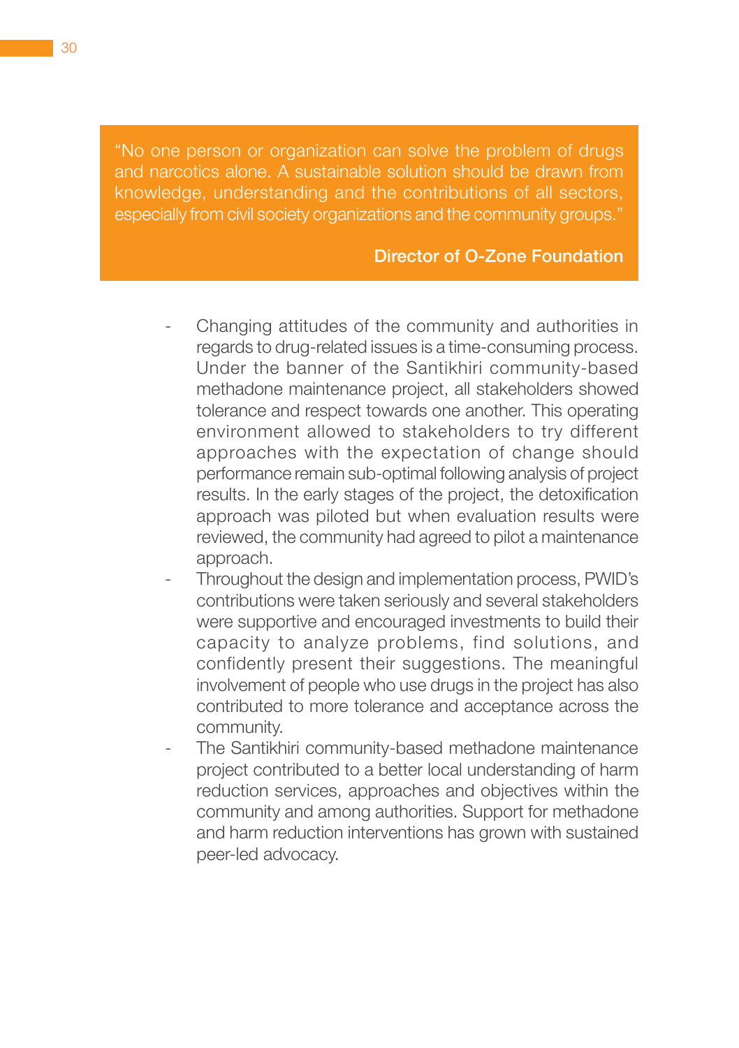> "No one person or organization can solve the problem of drugs and narcotics alone. A sustainable solution should be drawn from knowledge, understanding and the contributions of all sectors, especially from civil society organizations and the community groups."
>
> **Director of O-Zone Foundation**

- Changing attitudes of the community and authorities in regards to drug-related issues is a time-consuming process. Under the banner of the Santikhiri community-based methadone maintenance project, all stakeholders showed tolerance and respect towards one another. This operating environment allowed to stakeholders to try different approaches with the expectation of change should performance remain sub-optimal following analysis of project results. In the early stages of the project, the detoxification approach was piloted but when evaluation results were reviewed, the community had agreed to pilot a maintenance approach.
- Throughout the design and implementation process, PWID's contributions were taken seriously and several stakeholders were supportive and encouraged investments to build their capacity to analyze problems, find solutions, and confidently present their suggestions. The meaningful involvement of people who use drugs in the project has also contributed to more tolerance and acceptance across the community.
- The Santikhiri community-based methadone maintenance project contributed to a better local understanding of harm reduction services, approaches and objectives within the community and among authorities. Support for methadone and harm reduction interventions has grown with sustained peer-led advocacy.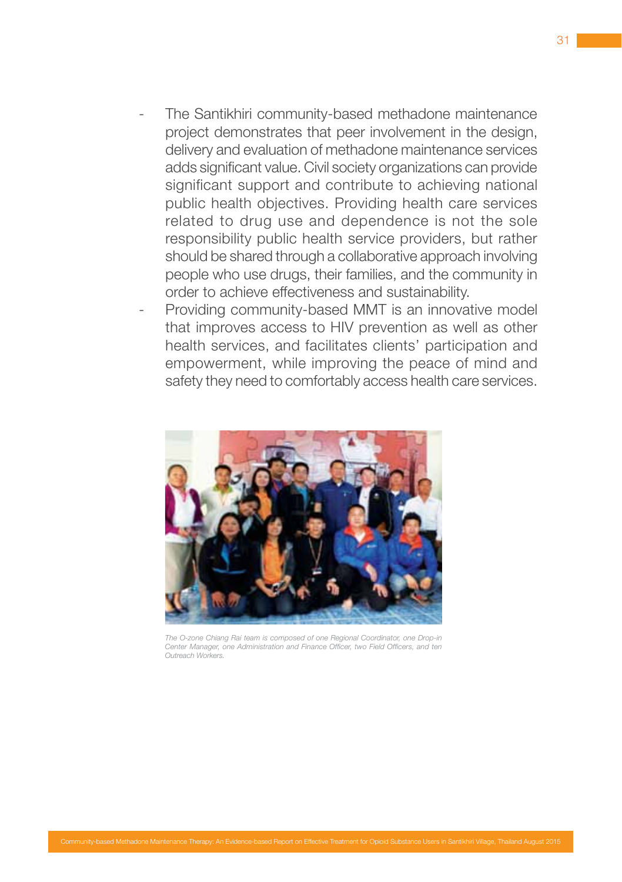- The Santikhiri community-based methadone maintenance project demonstrates that peer involvement in the design, delivery and evaluation of methadone maintenance services adds significant value. Civil society organizations can provide significant support and contribute to achieving national public health objectives. Providing health care services related to drug use and dependence is not the sole responsibility public health service providers, but rather should be shared through a collaborative approach involving people who use drugs, their families, and the community in order to achieve effectiveness and sustainability.
- Providing community-based MMT is an innovative model that improves access to HIV prevention as well as other health services, and facilitates clients' participation and empowerment, while improving the peace of mind and safety they need to comfortably access health care services.

*The O-zone Chiang Rai team is composed of one Regional Coordinator, one Drop-in Center Manager, one Administration and Finance Officer, two Field Officers, and ten Outreach Workers.*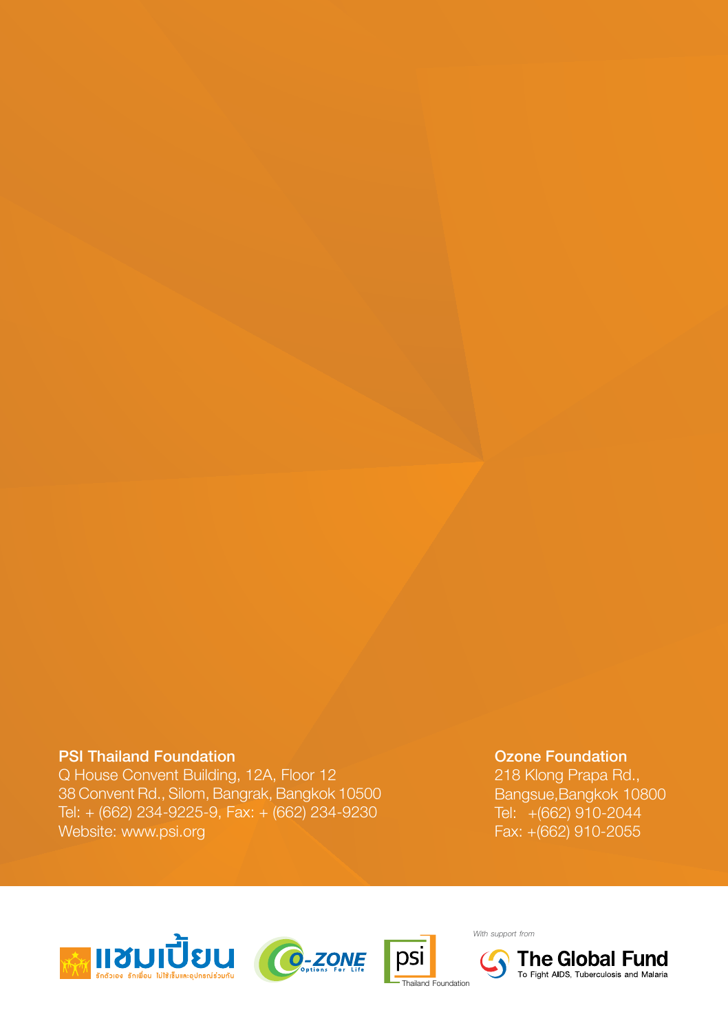**PSI Thailand Foundation**
Q House Convent Building, 12A, Floor 12
38 Convent Rd., Silom, Bangrak, Bangkok 10500
Tel: + (662) 234-9225-9, Fax: + (662) 234-9230
Website: www.psi.org

**Ozone Foundation**
218 Klong Prapa Rd.,
Bangsue,Bangkok 10800
Tel: +(662) 910-2044
Fax: +(662) 910-2055

แชมเปี้ยน
รักตัวเอง รักเพื่อน ไม่ใช้เข็มและอุปกรณ์ร่วมกัน

O-ZONE Options For Life

psi Thailand Foundation

*With support from*

The Global Fund
To Fight AIDS, Tuberculosis and Malaria